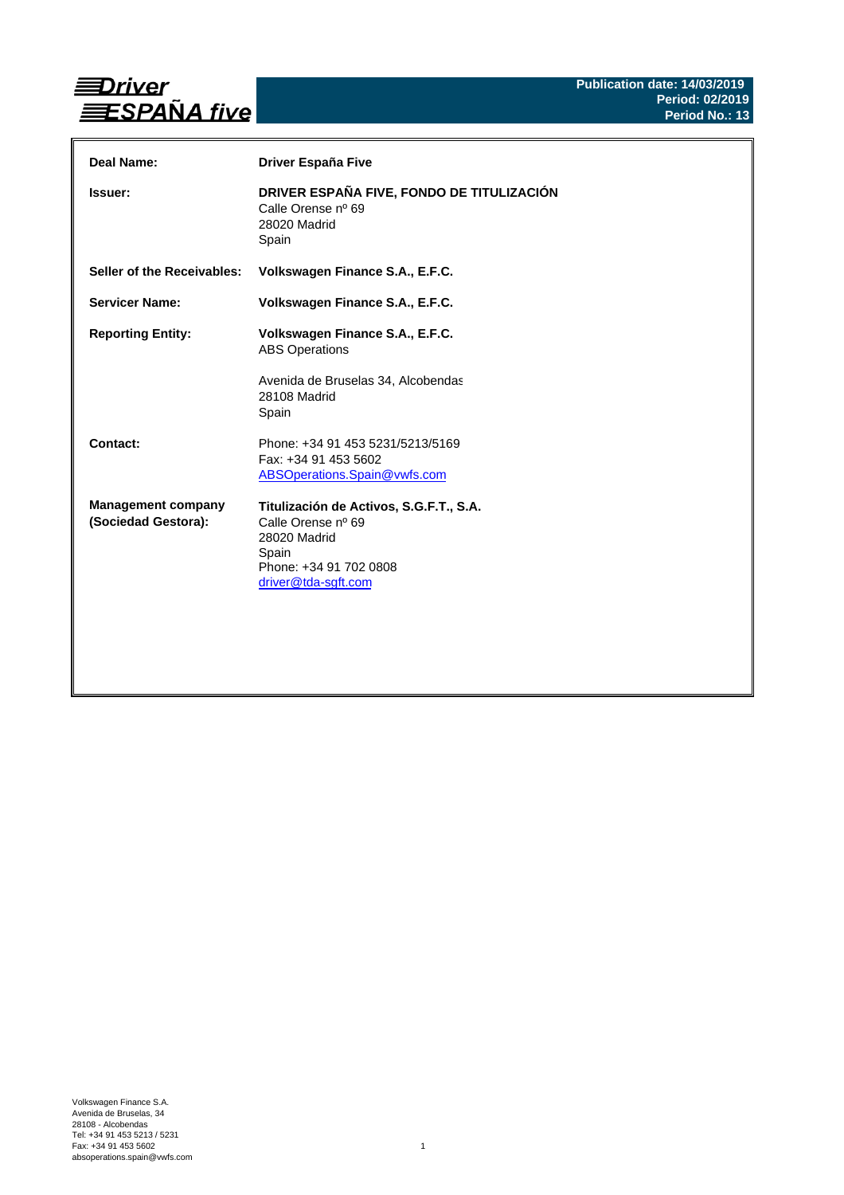# Driver ESPAÑA five

**Publication date: 14/03/2019**
**Period: 02/2019**
**Period No.: 13**

| | |
|---|---|
| **Deal Name:** | **Driver España Five** |
| **Issuer:** | **DRIVER ESPAÑA FIVE, FONDO DE TITULIZACIÓN**<br>Calle Orense nº 69<br>28020 Madrid<br>Spain |
| **Seller of the Receivables:** | **Volkswagen Finance S.A., E.F.C.** |
| **Servicer Name:** | **Volkswagen Finance S.A., E.F.C.** |
| **Reporting Entity:** | **Volkswagen Finance S.A., E.F.C.**<br>ABS Operations<br><br>Avenida de Bruselas 34, Alcobendas<br>28108 Madrid<br>Spain |
| **Contact:** | Phone: +34 91 453 5231/5213/5169<br>Fax: +34 91 453 5602<br>ABSOperations.Spain@vwfs.com |
| **Management company (Sociedad Gestora):** | **Titulización de Activos, S.G.F.T., S.A.**<br>Calle Orense nº 69<br>28020 Madrid<br>Spain<br>Phone: +34 91 702 0808<br>driver@tda-sgft.com |

Volkswagen Finance S.A.
Avenida de Bruselas, 34
28108 - Alcobendas
Tel: +34 91 453 5213 / 5231
Fax: +34 91 453 5602
absoperations.spain@vwfs.com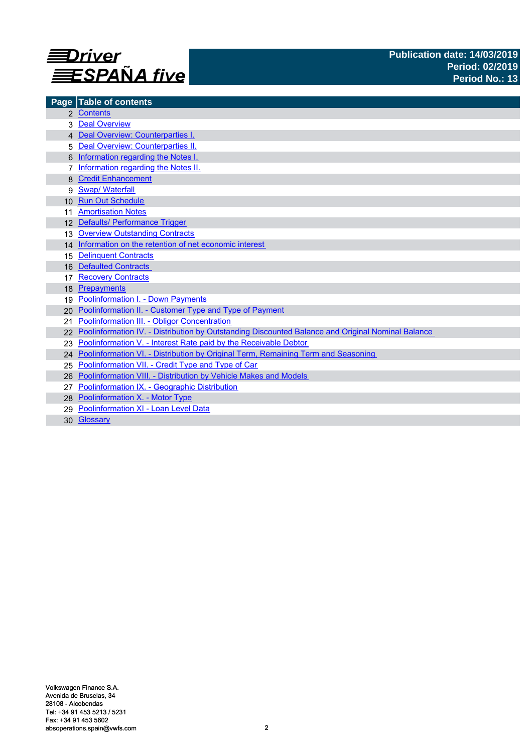# Driver ESPAÑA five

**Publication date: 14/03/2019**
**Period: 02/2019**
**Period No.: 13**

| Page | Table of contents |
|---|---|
| 2 | Contents |
| 3 | Deal Overview |
| 4 | Deal Overview: Counterparties I. |
| 5 | Deal Overview: Counterparties II. |
| 6 | Information regarding the Notes I. |
| 7 | Information regarding the Notes II. |
| 8 | Credit Enhancement |
| 9 | Swap/ Waterfall |
| 10 | Run Out Schedule |
| 11 | Amortisation Notes |
| 12 | Defaults/ Performance Trigger |
| 13 | Overview Outstanding Contracts |
| 14 | Information on the retention of net economic interest |
| 15 | Delinquent Contracts |
| 16 | Defaulted Contracts |
| 17 | Recovery Contracts |
| 18 | Prepayments |
| 19 | Poolinformation I. - Down Payments |
| 20 | Poolinformation II. - Customer Type and Type of Payment |
| 21 | Poolinformation III. - Obligor Concentration |
| 22 | Poolinformation IV. - Distribution by Outstanding Discounted Balance and Original Nominal Balance |
| 23 | Poolinformation V. - Interest Rate paid by the Receivable Debtor |
| 24 | Poolinformation VI. - Distribution by Original Term, Remaining Term and Seasoning |
| 25 | Poolinformation VII. - Credit Type and Type of Car |
| 26 | Poolinformation VIII. - Distribution by Vehicle Makes and Models |
| 27 | Poolinformation IX. - Geographic Distribution |
| 28 | Poolinformation X. - Motor Type |
| 29 | Poolinformation XI - Loan Level Data |
| 30 | Glossary |

Volkswagen Finance S.A.
Avenida de Bruselas, 34
28108 - Alcobendas
Tel: +34 91 453 5213 / 5231
Fax: +34 91 453 5602
absoperations.spain@vwfs.com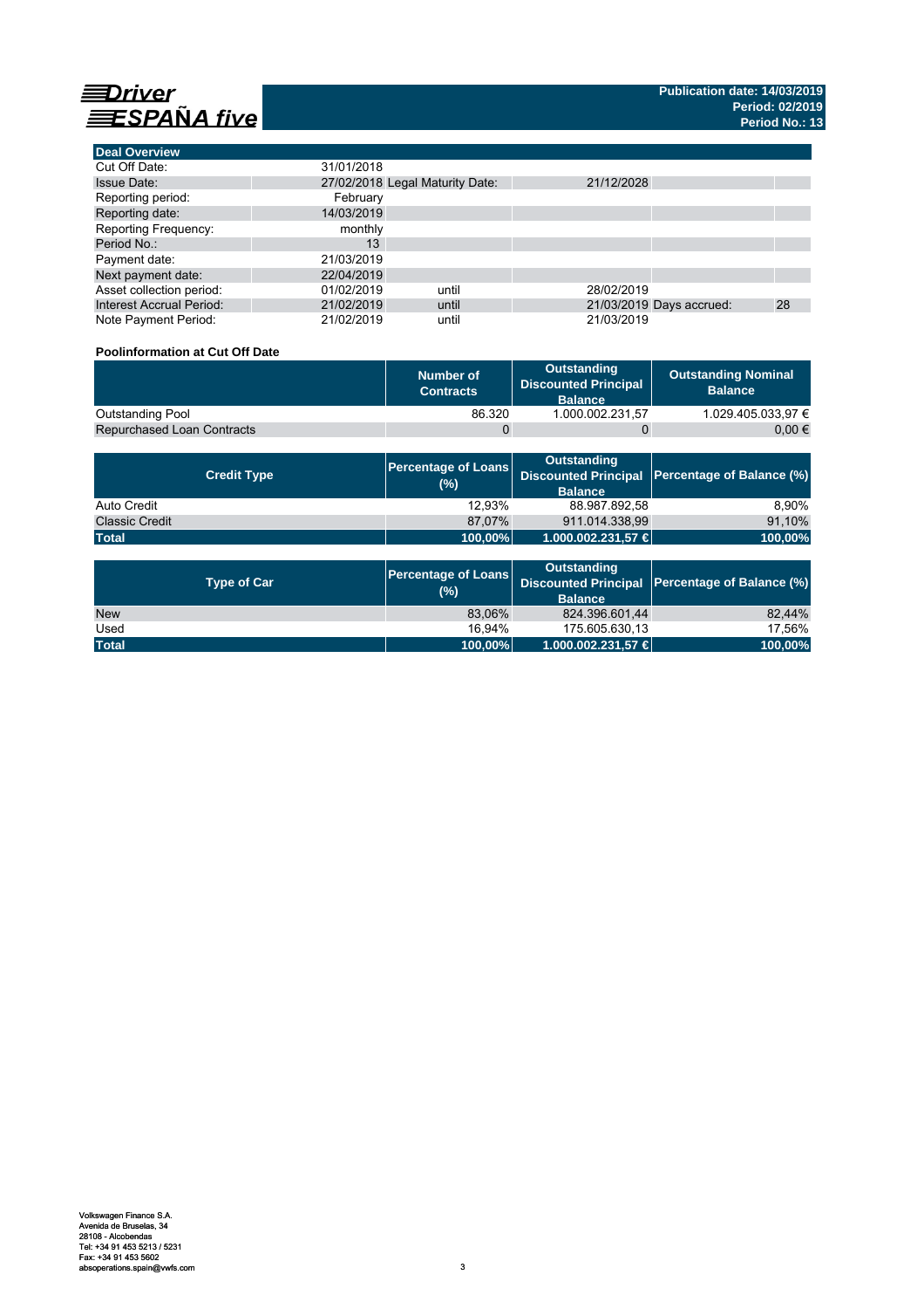# Driver ESPAÑA five

**Publication date: 14/03/2019**
**Period: 02/2019**
**Period No.: 13**

## Deal Overview

| | | | | | |
|---|---|---|---|---|---|
| Cut Off Date: | 31/01/2018 | | | | |
| Issue Date: | 27/02/2018 | Legal Maturity Date: | 21/12/2028 | | |
| Reporting period: | February | | | | |
| Reporting date: | 14/03/2019 | | | | |
| Reporting Frequency: | monthly | | | | |
| Period No.: | 13 | | | | |
| Payment date: | 21/03/2019 | | | | |
| Next payment date: | 22/04/2019 | | | | |
| Asset collection period: | 01/02/2019 | until | 28/02/2019 | | |
| Interest Accrual Period: | 21/02/2019 | until | 21/03/2019 | Days accrued: | 28 |
| Note Payment Period: | 21/02/2019 | until | 21/03/2019 | | |

### Poolinformation at Cut Off Date

| | Number of Contracts | Outstanding Discounted Principal Balance | Outstanding Nominal Balance |
|---|---|---|---|
| Outstanding Pool | 86.320 | 1.000.002.231,57 | 1.029.405.033,97 € |
| Repurchased Loan Contracts | 0 | 0 | 0,00 € |

| Credit Type | Percentage of Loans (%) | Outstanding Discounted Principal Balance | Percentage of Balance (%) |
|---|---|---|---|
| Auto Credit | 12,93% | 88.987.892,58 | 8,90% |
| Classic Credit | 87,07% | 911.014.338,99 | 91,10% |
| **Total** | **100,00%** | **1.000.002.231,57 €** | **100,00%** |

| Type of Car | Percentage of Loans (%) | Outstanding Discounted Principal Balance | Percentage of Balance (%) |
|---|---|---|---|
| New | 83,06% | 824.396.601,44 | 82,44% |
| Used | 16,94% | 175.605.630,13 | 17,56% |
| **Total** | **100,00%** | **1.000.002.231,57 €** | **100,00%** |

Volkswagen Finance S.A.
Avenida de Bruselas, 34
28108 - Alcobendas
Tel: +34 91 453 5213 / 5231
Fax: +34 91 453 5602
absoperations.spain@vwfs.com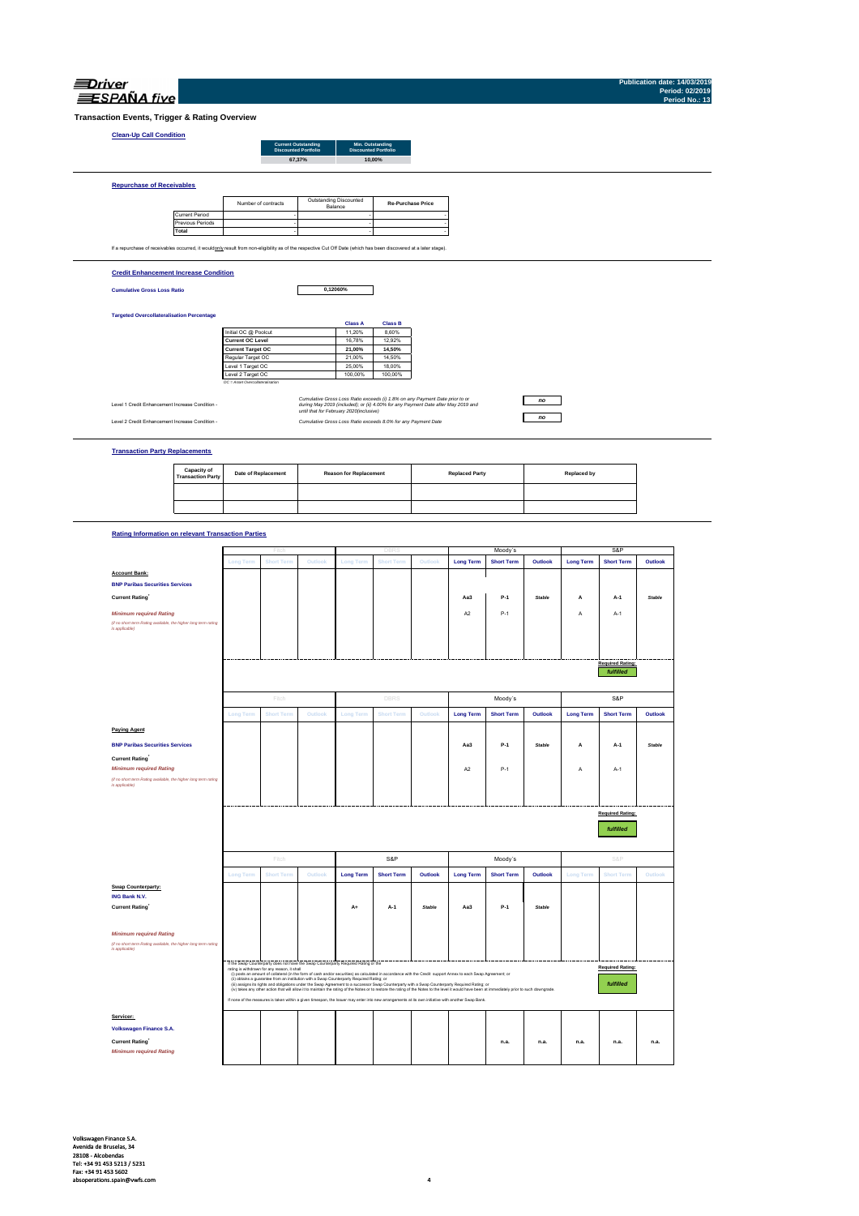Driver ESPAÑA five

Publication date: 14/03/2019
Period: 02/2019
Period No.: 13

## Transaction Events, Trigger & Rating Overview

### Clean-Up Call Condition

| Current Outstanding Discounted Portfolio | Min. Outstanding Discounted Portfolio |
|---|---|
| 67,37% | 10,00% |

### Repurchase of Receivables

| | Number of contracts | Outstanding Discounted Balance | Re-Purchase Price |
|---|---|---|---|
| Current Period | - | - | - |
| Previous Periods | - | - | - |
| **Total** | - | - | - |

If a repurchase of receivables occurred, it wouldonly result from non-eligibility as of the respective Cut Off Date (which has been discovered at a later stage).

### Credit Enhancement Increase Condition

**Cumulative Gross Loss Ratio** 0,12060%

**Targeted Overcollateralisation Percentage**

| | Class A | Class B |
|---|---|---|
| Initial OC @ Poolcut | 11,20% | 8,60% |
| **Current OC Level** | 16,78% | 12,92% |
| **Current Target OC** | 21,00% | 14,50% |
| Regular Target OC | 21,00% | 14,50% |
| Level 1 Target OC | 25,00% | 18,00% |
| Level 2 Target OC | 100,00% | 100,00% |

OC = Asset Overcollateralisation

Level 1 Credit Enhancement Increase Condition - *Cumulative Gross Loss Ratio exceeds (i) 1.8% on any Payment Date prior to or during May 2019 (included); or (ii) 4.00% for any Payment Date after May 2019 and until that for February 2020(inclusive)* — **no**

Level 2 Credit Enhancement Increase Condition - *Cumulative Gross Loss Ratio exceeds 8.0% for any Payment Date* — **no**

### Transaction Party Replacements

| Capacity of Transaction Party | Date of Replacement | Reason for Replacement | Replaced Party | Replaced by |
|---|---|---|---|---|
| | | | | |
| | | | | |

### Rating Information on relevant Transaction Parties

| | Fitch | | | DBRS | | | Moody´s | | | S&P | | |
|---|---|---|---|---|---|---|---|---|---|---|---|---|
| | Long Term | Short Term | Outlook | Long Term | Short Term | Outlook | Long Term | Short Term | Outlook | Long Term | Short Term | Outlook |
| **Account Bank:** | | | | | | | | | | | | |
| **BNP Paribas Securities Services** | | | | | | | | | | | | |
| **Current Rating**[1] | | | | | | | Aa3 | P-1 | Stable | A | A-1 | Stable |
| *Minimum required Rating* *(if no short term Rating available, the higher long term rating is applicable)* | | | | | | | A2 | P-1 | | A | A-1 | |
| | | | | | | | | | | | Required Rating: *fulfilled* | |

| | Fitch | | | DBRS | | | Moody´s | | | S&P | | |
|---|---|---|---|---|---|---|---|---|---|---|---|---|
| | Long Term | Short Term | Outlook | Long Term | Short Term | Outlook | Long Term | Short Term | Outlook | Long Term | Short Term | Outlook |
| **Paying Agent** | | | | | | | | | | | | |
| **BNP Paribas Securities Services** | | | | | | | | | | | | |
| **Current Rating**[1] | | | | | | | Aa3 | P-1 | Stable | A | A-1 | Stable |
| *Minimum required Rating* *(if no short term Rating available, the higher long term rating is applicable)* | | | | | | | A2 | P-1 | | A | A-1 | |
| | | | | | | | | | | | Required Rating: *fulfilled* | |

| | Fitch | | | S&P | | | Moody´s | | | S&P | | |
|---|---|---|---|---|---|---|---|---|---|---|---|---|
| | Long Term | Short Term | Outlook | Long Term | Short Term | Outlook | Long Term | Short Term | Outlook | Long Term | Short Term | Outlook |
| **Swap Counterparty:** | | | | | | | | | | | | |
| **ING Bank N.V.** | | | | | | | | | | | | |
| **Current Rating**[1] | | | | A+ | A-1 | Stable | Aa3 | P-1 | Stable | | | |
| *Minimum required Rating* *(if no short term Rating available, the higher long term rating is applicable)* | | | | | | | | | | | | |
| | | | | | | | | | | | Required Rating: *fulfilled* | |

If the Swap Counterparty does not have the Swap Counterparty Required Rating or the rating is withdrawn for any reason, it shall
(i) posts an amount of collateral (in the form of cash and/or securities) as calculated in accordance with the Credit support Annex to each Swap Agreement; or
(ii) obtains a guarantee from an institution with a Swap Counterparty Required Rating; or
(iii) assigns its rights and obligations under the Swap Agreement to a successor Swap Counterparty with a Swap Counterparty Required Rating; or
(iv) takes any other action that will allow it to maintain the rating of the Notes or to restore the rating of the Notes to the level it would have been at immediately prior to such downgrade.
If none of the measures is taken within a given timespan, the Issuer may enter into new arrangements at its own initiative with another Swap Bank.

| | Fitch | | | DBRS | | | Moody´s | | | S&P | | |
|---|---|---|---|---|---|---|---|---|---|---|---|---|
| **Servicer:** | | | | | | | | | | | | |
| **Volkswagen Finance S.A.** | | | | | | | | | | | | |
| **Current Rating**[1] | | | | | | | | n.a. | n.a. | n.a. | n.a. | n.a. |
| *Minimum required Rating* | | | | | | | | | | | | |

Volkswagen Finance S.A.
Avenida de Bruselas, 34
28108 - Alcobendas
Tel: +34 91 453 5213 / 5231
Fax: +34 91 453 5602
absoperations.spain@vwfs.com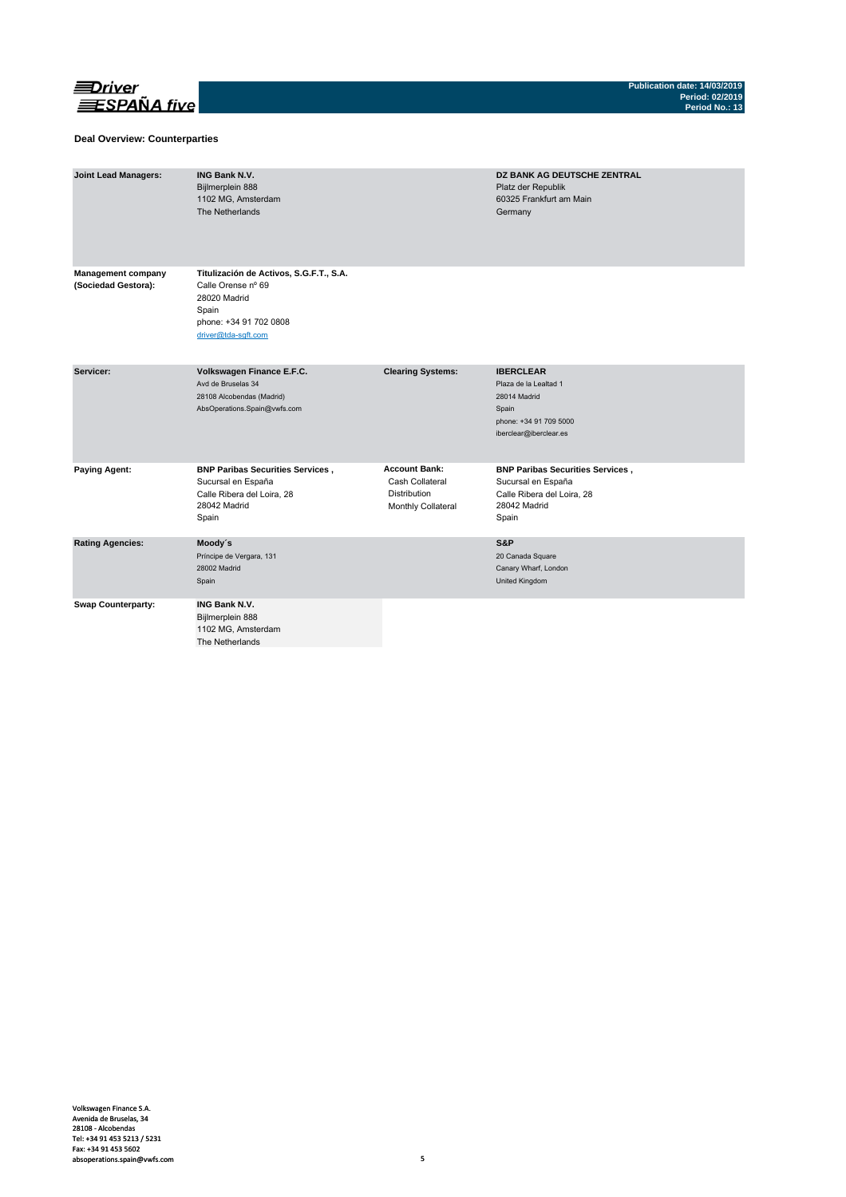## Deal Overview: Counterparties

| | | | |
|---|---|---|---|
| **Joint Lead Managers:** | **ING Bank N.V.**<br>Bijlmerplein 888<br>1102 MG, Amsterdam<br>The Netherlands | | **DZ BANK AG DEUTSCHE ZENTRAL**<br>Platz der Republik<br>60325 Frankfurt am Main<br>Germany |
| **Management company (Sociedad Gestora):** | **Titulización de Activos, S.G.F.T., S.A.**<br>Calle Orense nº 69<br>28020 Madrid<br>Spain<br>phone: +34 91 702 0808<br>driver@tda-sgft.com | | |
| **Servicer:** | **Volkswagen Finance E.F.C.**<br>Avd de Bruselas 34<br>28108 Alcobendas (Madrid)<br>AbsOperations.Spain@vwfs.com | **Clearing Systems:** | **IBERCLEAR**<br>Plaza de la Lealtad 1<br>28014 Madrid<br>Spain<br>phone: +34 91 709 5000<br>iberclear@iberclear.es |
| **Paying Agent:** | **BNP Paribas Securities Services ,**<br>Sucursal en España<br>Calle Ribera del Loira, 28<br>28042 Madrid<br>Spain | **Account Bank:**<br>Cash Collateral<br>Distribution<br>Monthly Collateral | **BNP Paribas Securities Services ,**<br>Sucursal en España<br>Calle Ribera del Loira, 28<br>28042 Madrid<br>Spain |
| **Rating Agencies:** | **Moody´s**<br>Príncipe de Vergara, 131<br>28002 Madrid<br>Spain | | **S&P**<br>20 Canada Square<br>Canary Wharf, London<br>United Kingdom |
| **Swap Counterparty:** | **ING Bank N.V.**<br>Bijlmerplein 888<br>1102 MG, Amsterdam<br>The Netherlands | | |

Volkswagen Finance S.A.
Avenida de Bruselas, 34
28108 - Alcobendas
Tel: +34 91 453 5213 / 5231
Fax: +34 91 453 5602
absoperations.spain@vwfs.com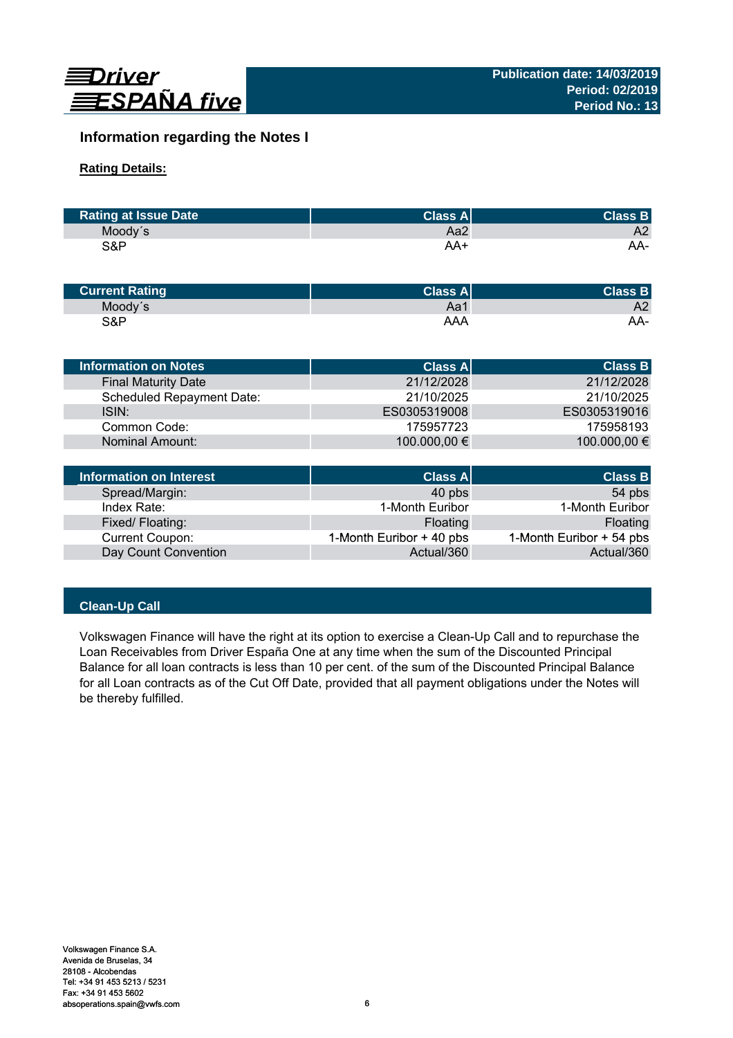# Information regarding the Notes I

**Rating Details:**

| Rating at Issue Date | Class A | Class B |
|---|---|---|
| Moody´s | Aa2 | A2 |
| S&P | AA+ | AA- |

| Current Rating | Class A | Class B |
|---|---|---|
| Moody´s | Aa1 | A2 |
| S&P | AAA | AA- |

| Information on Notes | Class A | Class B |
|---|---|---|
| Final Maturity Date | 21/12/2028 | 21/12/2028 |
| Scheduled Repayment Date: | 21/10/2025 | 21/10/2025 |
| ISIN: | ES0305319008 | ES0305319016 |
| Common Code: | 175957723 | 175958193 |
| Nominal Amount: | 100.000,00 € | 100.000,00 € |

| Information on Interest | Class A | Class B |
|---|---|---|
| Spread/Margin: | 40 pbs | 54 pbs |
| Index Rate: | 1-Month Euribor | 1-Month Euribor |
| Fixed/ Floating: | Floating | Floating |
| Current Coupon: | 1-Month Euribor + 40 pbs | 1-Month Euribor + 54 pbs |
| Day Count Convention | Actual/360 | Actual/360 |

## Clean-Up Call

Volkswagen Finance will have the right at its option to exercise a Clean-Up Call and to repurchase the Loan Receivables from Driver España One at any time when the sum of the Discounted Principal Balance for all loan contracts is less than 10 per cent. of the sum of the Discounted Principal Balance for all Loan contracts as of the Cut Off Date, provided that all payment obligations under the Notes will be thereby fulfilled.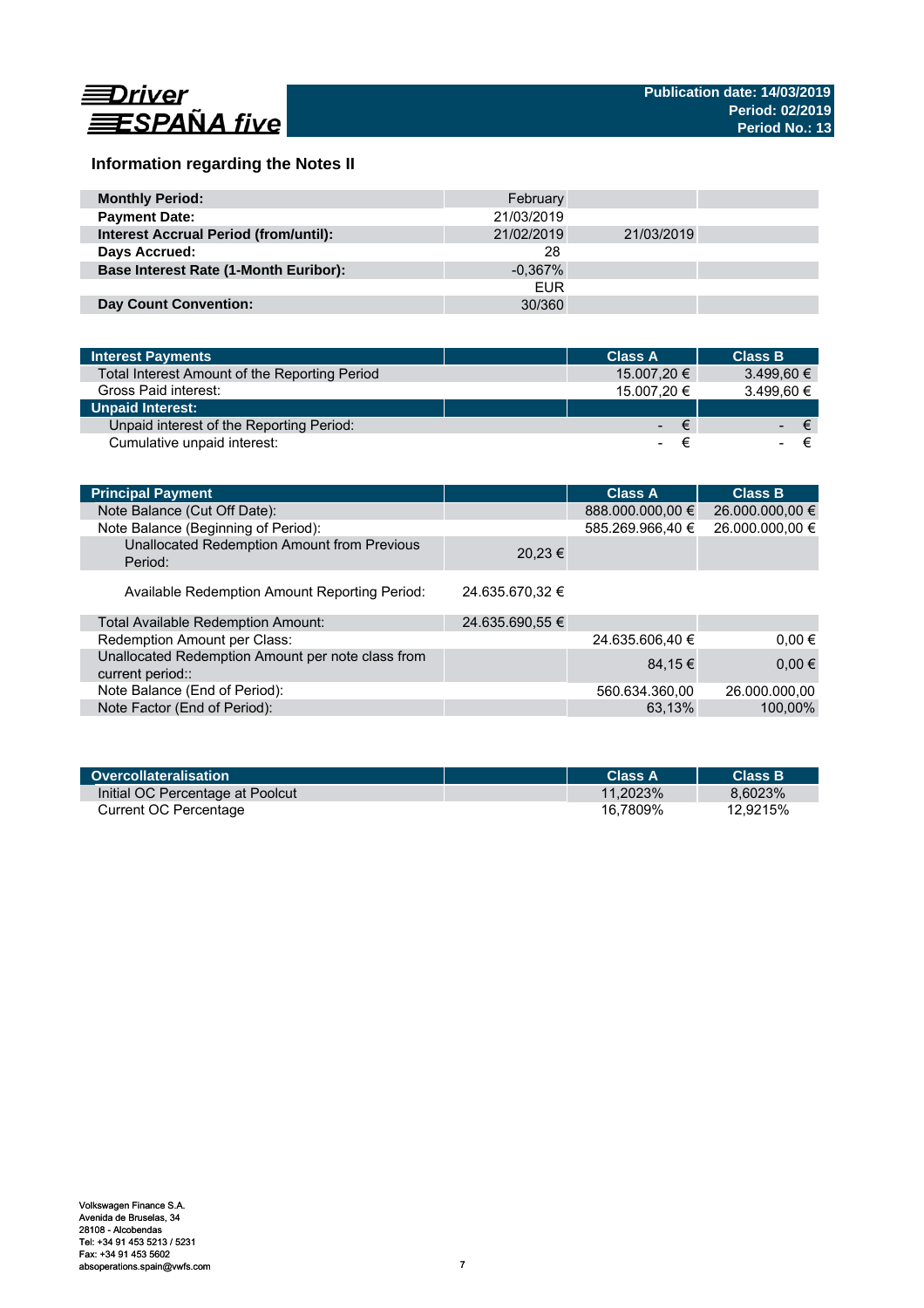**Driver ESPAÑA five**

**Publication date: 14/03/2019**
**Period: 02/2019**
**Period No.: 13**

## Information regarding the Notes II

| | | | |
|---|---|---|---|
| **Monthly Period:** | February | | |
| **Payment Date:** | 21/03/2019 | | |
| **Interest Accrual Period (from/until):** | 21/02/2019 | 21/03/2019 | |
| **Days Accrued:** | 28 | | |
| **Base Interest Rate (1-Month Euribor):** | -0,367% | | |
| | EUR | | |
| **Day Count Convention:** | 30/360 | | |

| Interest Payments | | Class A | Class B |
|---|---|---|---|
| Total Interest Amount of the Reporting Period | | 15.007,20 € | 3.499,60 € |
| Gross Paid interest: | | 15.007,20 € | 3.499,60 € |
| **Unpaid Interest:** | | | |
| Unpaid interest of the Reporting Period: | | - € | - € |
| Cumulative unpaid interest: | | - € | - € |

| Principal Payment | | Class A | Class B |
|---|---|---|---|
| Note Balance (Cut Off Date): | | 888.000.000,00 € | 26.000.000,00 € |
| Note Balance (Beginning of Period): | | 585.269.966,40 € | 26.000.000,00 € |
| Unallocated Redemption Amount from Previous Period: | 20,23 € | | |
| Available Redemption Amount Reporting Period: | 24.635.670,32 € | | |
| Total Available Redemption Amount: | 24.635.690,55 € | | |
| Redemption Amount per Class: | | 24.635.606,40 € | 0,00 € |
| Unallocated Redemption Amount per note class from current period:: | | 84,15 € | 0,00 € |
| Note Balance (End of Period): | | 560.634.360,00 | 26.000.000,00 |
| Note Factor (End of Period): | | 63,13% | 100,00% |

| Overcollateralisation | | Class A | Class B |
|---|---|---|---|
| Initial OC Percentage at Poolcut | | 11,2023% | 8,6023% |
| Current OC Percentage | | 16,7809% | 12,9215% |

Volkswagen Finance S.A.
Avenida de Bruselas, 34
28108 - Alcobendas
Tel: +34 91 453 5213 / 5231
Fax: +34 91 453 5602
absoperations.spain@vwfs.com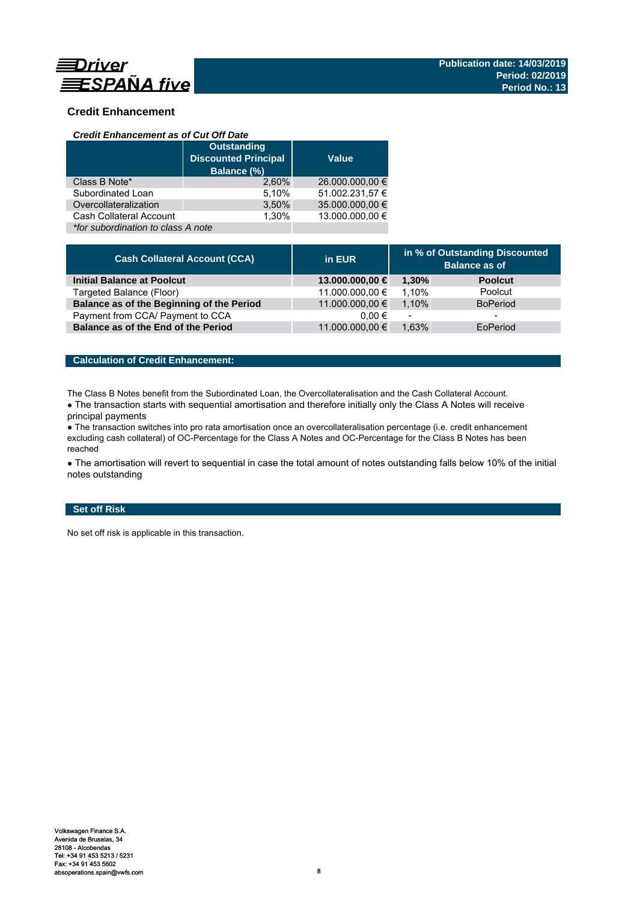## Credit Enhancement

### *Credit Enhancement as of Cut Off Date*

| | Outstanding Discounted Principal Balance (%) | Value |
|---|---|---|
| Class B Note* | 2,60% | 26.000.000,00 € |
| Subordinated Loan | 5,10% | 51.002.231,57 € |
| Overcollateralization | 3,50% | 35.000.000,00 € |
| Cash Collateral Account | 1,30% | 13.000.000,00 € |
| *\*for subordination to class A note* | | |

| Cash Collateral Account (CCA) | in EUR | in % of Outstanding Discounted Balance as of | |
|---|---|---|---|
| **Initial Balance at Poolcut** | **13.000.000,00 €** | **1,30%** | **Poolcut** |
| Targeted Balance (Floor) | 11.000.000,00 € | 1,10% | Poolcut |
| **Balance as of the Beginning of the Period** | 11.000.000,00 € | 1,10% | BoPeriod |
| Payment from CCA/ Payment to CCA | 0,00 € | - | - |
| **Balance as of the End of the Period** | 11.000.000,00 € | 1,63% | EoPeriod |

### Calculation of Credit Enhancement:

The Class B Notes benefit from the Subordinated Loan, the Overcollateralisation and the Cash Collateral Account.

- The transaction starts with sequential amortisation and therefore initially only the Class A Notes will receive principal payments
- The transaction switches into pro rata amortisation once an overcollateralisation percentage (i.e. credit enhancement excluding cash collateral) of OC-Percentage for the Class A Notes and OC-Percentage for the Class B Notes has been reached
- The amortisation will revert to sequential in case the total amount of notes outstanding falls below 10% of the initial notes outstanding

### Set off Risk

No set off risk is applicable in this transaction.

Volkswagen Finance S.A.
Avenida de Bruselas, 34
28108 - Alcobendas
Tel: +34 91 453 5213 / 5231
Fax: +34 91 453 5602
absoperations.spain@vwfs.com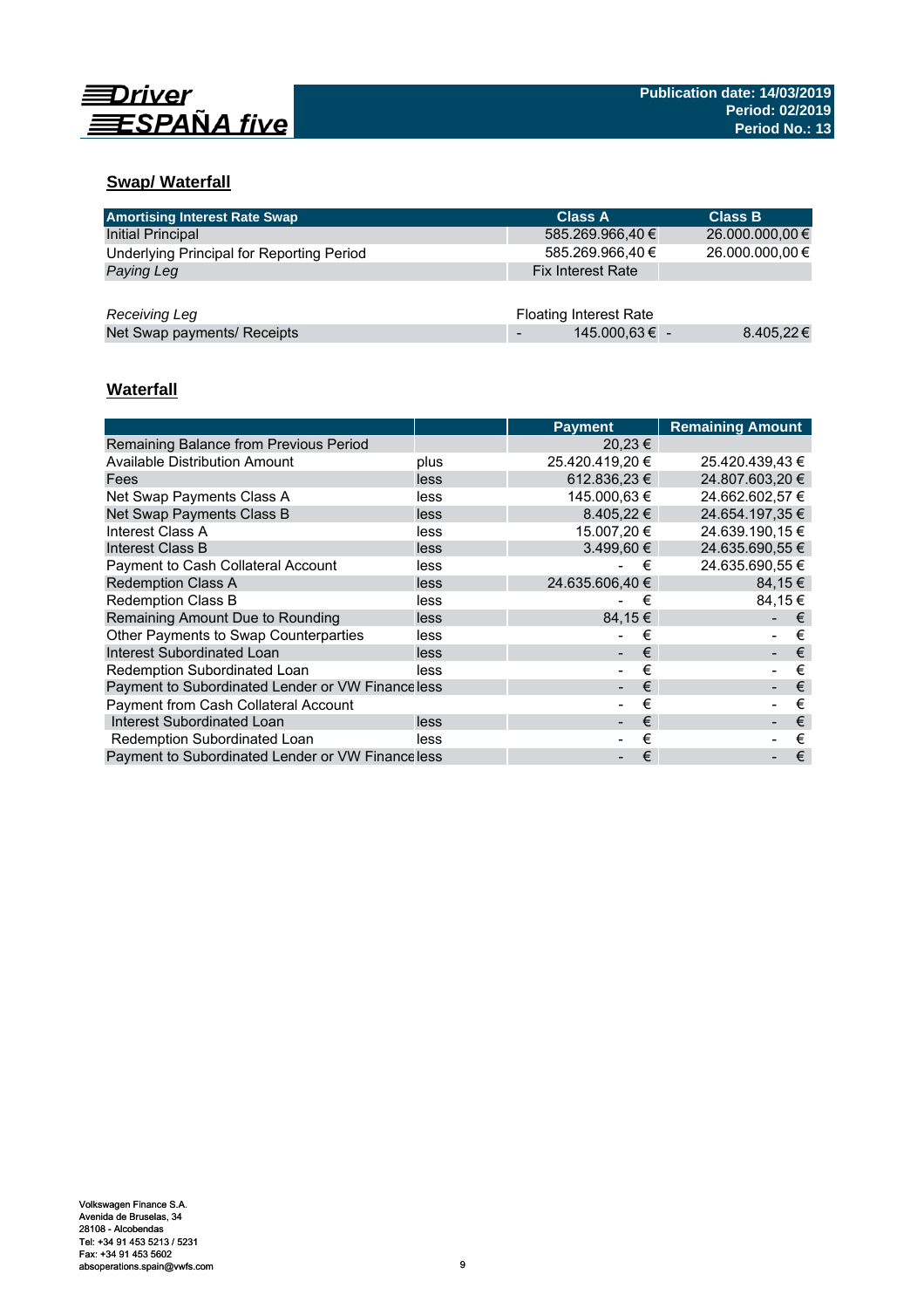## Swap/ Waterfall

| Amortising Interest Rate Swap | Class A | Class B |
|---|---|---|
| Initial Principal | 585.269.966,40 € | 26.000.000,00 € |
| Underlying Principal for Reporting Period | 585.269.966,40 € | 26.000.000,00 € |
| *Paying Leg* | Fix Interest Rate | |
| | | |
| *Receiving Leg* | Floating Interest Rate | |
| Net Swap payments/ Receipts | - 145.000,63 € | - 8.405,22 € |

## Waterfall

| | | Payment | Remaining Amount |
|---|---|---|---|
| Remaining Balance from Previous Period | | 20,23 € | |
| Available Distribution Amount | plus | 25.420.419,20 € | 25.420.439,43 € |
| Fees | less | 612.836,23 € | 24.807.603,20 € |
| Net Swap Payments Class A | less | 145.000,63 € | 24.662.602,57 € |
| Net Swap Payments Class B | less | 8.405,22 € | 24.654.197,35 € |
| Interest Class A | less | 15.007,20 € | 24.639.190,15 € |
| Interest Class B | less | 3.499,60 € | 24.635.690,55 € |
| Payment to Cash Collateral Account | less | - € | 24.635.690,55 € |
| Redemption Class A | less | 24.635.606,40 € | 84,15 € |
| Redemption Class B | less | - € | 84,15 € |
| Remaining Amount Due to Rounding | less | 84,15 € | - € |
| Other Payments to Swap Counterparties | less | - € | - € |
| Interest Subordinated Loan | less | - € | - € |
| Redemption Subordinated Loan | less | - € | - € |
| Payment to Subordinated Lender or VW Finance | less | - € | - € |
| Payment from Cash Collateral Account | | - € | - € |
| Interest Subordinated Loan | less | - € | - € |
| Redemption Subordinated Loan | less | - € | - € |
| Payment to Subordinated Lender or VW Finance | less | - € | - € |

Volkswagen Finance S.A.
Avenida de Bruselas, 34
28108 - Alcobendas
Tel: +34 91 453 5213 / 5231
Fax: +34 91 453 5602
absoperations.spain@vwfs.com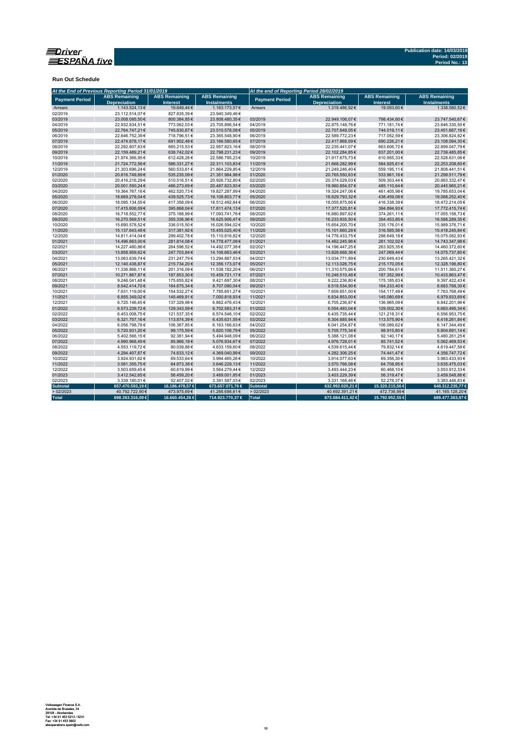**Publication date: 14/03/2019**
**Period: 02/2019**
**Period No.: 13**

**Run Out Schedule**

| At the End of Previous Reporting Period 31/01/2019 | | | | At the end of Reporting Period 28/02/2019 | | | |
|---|---|---|---|---|---|---|---|
| Payment Period | ABS Remaining Depreciation | ABS Remaining Interest | ABS Remaining Instalments | Payment Period | ABS Remaining Depreciation | ABS Remaining Interest | ABS Remaining Instalments |
| Arrears | 1.143.524,13 € | 19.649,44 € | 1.163.173,57 € | Arrears | 1.319.486,92 € | 19.093,60 € | 1.338.580,52 € |
| 02/2019 | 23.112.514,07 € | 827.835,39 € | 23.940.349,46 € | | | | |
| 03/2019 | 23.008.095,50 € | 800.384,85 € | 23.808.480,35 € | 03/2019 | 22.949.106,07 € | 798.434,60 € | 23.747.540,67 € |
| 04/2019 | 22.932.834,51 € | 773.062,03 € | 23.705.896,54 € | 04/2019 | 22.875.148,76 € | 771.181,74 € | 23.646.330,50 € |
| 05/2019 | 22.764.747,21 € | 745.830,87 € | 23.510.578,08 € | 05/2019 | 22.707.648,05 € | 744.019,11 € | 23.451.667,16 € |
| 06/2019 | 22.646.752,39 € | 718.796,51 € | 23.365.548,90 € | 06/2019 | 22.589.772,23 € | 717.052,59 € | 23.306.824,82 € |
| 07/2019 | 22.474.678,17 € | 691.902,48 € | 23.166.580,65 € | 07/2019 | 22.417.868,09 € | 690.226,21 € | 23.108.094,30 € |
| 08/2019 | 22.292.607,63 € | 665.215,53 € | 22.957.823,16 € | 08/2019 | 22.235.441,07 € | 663.606,72 € | 22.899.047,79 € |
| 09/2019 | 22.159.489,21 € | 638.742,02 € | 22.798.231,23 € | 09/2019 | 22.102.284,85 € | 637.201,00 € | 22.739.485,85 € |
| 10/2019 | 21.974.366,95 € | 612.428,28 € | 22.586.795,23 € | 10/2019 | 21.917.675,73 € | 610.955,33 € | 22.528.631,06 € |
| 11/2019 | 21.724.772,56 € | 586.331,27 € | 22.311.103,83 € | 11/2019 | 21.668.282,99 € | 584.925,61 € | 22.253.208,60 € |
| 12/2019 | 21.303.696,24 € | 560.533,61 € | 21.864.229,85 € | 12/2019 | 21.249.246,40 € | 559.195,11 € | 21.808.441,51 € |
| 01/2020 | 20.816.749,89 € | 535.235,09 € | 21.351.984,98 € | 01/2020 | 20.765.550,63 € | 533.961,16 € | 21.299.511,79 € |
| 02/2020 | 20.416.216,29 € | 510.516,51 € | 20.926.732,80 € | 02/2020 | 20.374.029,03 € | 509.303,44 € | 20.883.332,47 € |
| 03/2020 | 20.001.550,24 € | 486.273,69 € | 20.487.823,93 € | 03/2020 | 19.960.854,57 € | 485.110,64 € | 20.445.965,21 € |
| 04/2020 | 19.364.767,16 € | 462.520,73 € | 19.827.287,89 € | 04/2020 | 19.324.247,06 € | 461.405,98 € | 19.785.653,04 € |
| 05/2020 | 18.669.278,04 € | 439.525,73 € | 19.108.803,77 € | 05/2020 | 18.629.793,32 € | 438.459,08 € | 19.068.252,40 € |
| 06/2020 | 18.095.134,55 € | 417.358,09 € | 18.512.492,64 € | 06/2020 | 18.055.875,66 € | 416.338,39 € | 18.472.214,05 € |
| 07/2020 | 17.415.606,09 € | 395.868,04 € | 17.811.474,13 € | 07/2020 | 17.377.520,81 € | 394.894,93 € | 17.772.415,74 € |
| 08/2020 | 16.718.552,77 € | 375.188,99 € | 17.093.741,76 € | 08/2020 | 16.680.897,62 € | 374.261,11 € | 17.055.158,73 € |
| 09/2020 | 16.270.569,51 € | 355.336,96 € | 16.625.906,47 € | 09/2020 | 16.233.835,50 € | 354.453,85 € | 16.588.289,35 € |
| 10/2020 | 15.690.578,52 € | 336.015,50 € | 16.026.594,02 € | 10/2020 | 15.654.200,70 € | 335.176,01 € | 15.989.376,71 € |
| 11/2020 | 15.137.643,48 € | 317.381,92 € | 15.455.025,40 € | 11/2020 | 15.101.660,28 € | 316.585,56 € | 15.418.245,84 € |
| 12/2020 | 14.811.414,04 € | 299.402,78 € | 15.110.816,82 € | 12/2020 | 14.776.433,75 € | 298.649,18 € | 15.075.082,93 € |
| 01/2021 | 14.496.663,00 € | 281.814,08 € | 14.778.477,08 € | 01/2021 | 14.462.245,96 € | 281.102,02 € | 14.743.347,98 € |
| 02/2021 | 14.227.480,86 € | 264.596,52 € | 14.492.077,38 € | 02/2021 | 14.196.447,25 € | 263.925,35 € | 14.460.372,60 € |
| 03/2021 | 13.858.959,62 € | 247.703,84 € | 14.106.663,46 € | 03/2021 | 13.828.668,36 € | 247.069,44 € | 14.075.737,80 € |
| 04/2021 | 13.063.639,74 € | 231.247,79 € | 13.294.887,53 € | 04/2021 | 13.034.771,89 € | 230.649,43 € | 13.265.421,32 € |
| 05/2021 | 12.140.438,87 € | 215.734,20 € | 12.356.173,07 € | 05/2021 | 12.113.026,75 € | 215.170,05 € | 12.328.196,80 € |
| 06/2021 | 11.336.866,11 € | 201.316,09 € | 11.538.182,20 € | 06/2021 | 11.310.575,66 € | 200.784,61 € | 11.511.360,27 € |
| 07/2021 | 10.271.867,87 € | 187.853,30 € | 10.459.721,17 € | 07/2021 | 10.246.510,48 € | 187.352,99 € | 10.433.863,47 € |
| 08/2021 | 9.246.041,48 € | 175.655,82 € | 9.421.697,30 € | 08/2021 | 9.222.236,80 € | 175.185,63 € | 9.397.422,43 € |
| 09/2021 | 8.542.414,70 € | 164.675,34 € | 8.707.090,04 € | 09/2021 | 8.519.534,90 € | 164.233,40 € | 8.683.768,30 € |
| 10/2021 | 7.631.119,00 € | 154.532,27 € | 7.785.651,27 € | 10/2021 | 7.609.651,00 € | 154.117,49 € | 7.763.768,49 € |
| 11/2021 | 6.855.349,02 € | 145.469,91 € | 7.000.818,93 € | 11/2021 | 6.834.853,00 € | 145.080,69 € | 6.979.933,69 € |
| 12/2021 | 6.725.146,45 € | 137.329,98 € | 6.862.476,43 € | 12/2021 | 6.705.236,87 € | 136.965,09 € | 6.842.201,96 € |
| 01/2022 | 6.573.239,72 € | 129.343,59 € | 6.702.583,31 € | 01/2022 | 6.554.493,04 € | 129.002,30 € | 6.683.495,34 € |
| 02/2022 | 6.453.008,75 € | 121.537,35 € | 6.574.546,10 € | 02/2022 | 6.435.735,44 € | 121.218,31 € | 6.556.953,75 € |
| 03/2022 | 6.321.757,16 € | 113.874,39 € | 6.435.631,55 € | 03/2022 | 6.304.685,94 € | 113.575,90 € | 6.418.261,84 € |
| 04/2022 | 6.056.798,78 € | 106.367,85 € | 6.163.166,63 € | 04/2022 | 6.041.254,87 € | 106.089,62 € | 6.147.344,49 € |
| 05/2022 | 5.720.931,20 € | 99.175,59 € | 5.820.106,79 € | 05/2022 | 5.705.775,34 € | 98.915,80 € | 5.804.691,14 € |
| 06/2022 | 5.402.566,15 € | 92.381,94 € | 5.494.948,09 € | 06/2022 | 5.388.121,08 € | 92.140,17 € | 5.480.261,25 € |
| 07/2022 | 4.990.968,49 € | 85.966,18 € | 5.076.934,67 € | 07/2022 | 4.976.728,01 € | 85.741,52 € | 5.062.469,53 € |
| 08/2022 | 4.553.119,72 € | 80.039,88 € | 4.633.159,60 € | 08/2022 | 4.539.615,44 € | 79.832,14 € | 4.619.447,58 € |
| 09/2022 | 4.294.407,87 € | 74.633,12 € | 4.369.040,99 € | 09/2022 | 4.282.306,25 € | 74.441,47 € | 4.356.747,72 € |
| 10/2022 | 3.924.931,62 € | 69.533,64 € | 3.994.465,26 € | 10/2022 | 3.914.077,63 € | 69.356,30 € | 3.983.433,93 € |
| 11/2022 | 3.581.355,75 € | 64.873,38 € | 3.646.229,13 € | 11/2022 | 3.570.766,08 € | 64.708,95 € | 3.635.475,03 € |
| 12/2022 | 3.503.659,45 € | 60.619,99 € | 3.564.279,44 € | 12/2022 | 3.493.444,23 € | 60.468,10 € | 3.553.912,33 € |
| 01/2023 | 3.412.542,65 € | 56.459,20 € | 3.469.001,85 € | 01/2023 | 3.403.229,39 € | 56.319,47 € | 3.459.548,86 € |
| 02/2023 | 3.339.180,01 € | 52.407,02 € | 3.391.587,03 € | 02/2023 | 3.331.168,46 € | 52.278,37 € | 3.383.446,83 € |
| **Subtotal** | **657.470.593,19 €** | **16.186.478,57 €** | **673.657.071,76 €** | **Subtotal** | **632.992.020,21 €** | **15.320.215,56 €** | **648.312.235,77 €** |
| > 02/2023 | 40.792.722,90 € | 473.975,69 € | 41.266.698,61 € | > 02/2023 | 40.692.391,21 € | 472.736,99 € | 41.165.128,20 € |
| **Total** | **698.263.316,09 €** | **16.660.454,26 €** | **714.923.770,37 €** | **Total** | **673.684.411,42 €** | **15.792.952,55 €** | **689.477.363,97 €** |

Volkswagen Finance S.A.
Avenida de Bruselas, 34
28108 - Alcobendas
Tel: +34 91 453 5213 / 5231
Fax: +34 91 453 5802
absoperations.spain@vwfs.com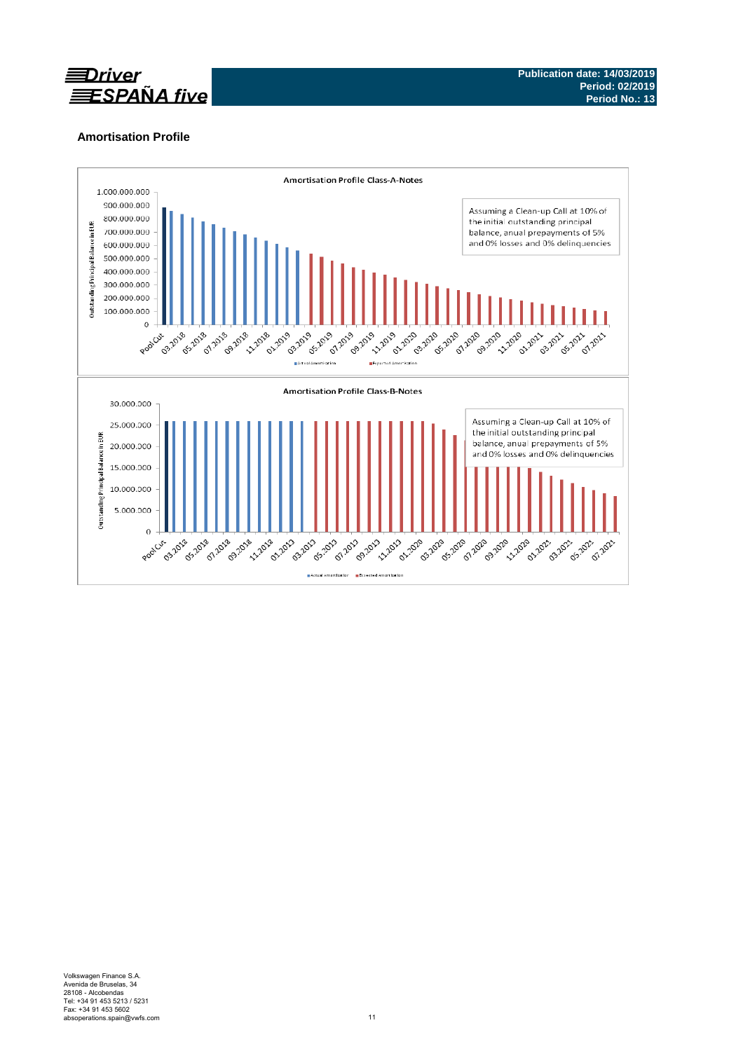## Amortisation Profile

**Amortisation Profile Class-A-Notes**

Assuming a Clean-up Call at 10% of the initial outstanding principal balance, anual prepayments of 5% and 0% losses and 0% delinquencies

Outstanding Principal Balance in EUR

1.000.000.000
900.000.000
800.000.000
700.000.000
600.000.000
500.000.000
400.000.000
300.000.000
200.000.000
100.000.000
0

Pool Cut, 03.2018, 05.2018, 07.2018, 09.2018, 11.2018, 01.2019, 03.2019, 05.2019, 07.2019, 09.2019, 11.2019, 01.2020, 03.2020, 05.2020, 07.2020, 09.2020, 11.2020, 01.2021, 03.2021, 05.2021, 07.2021

Actual amortisation | Expected Amortisation

**Amortisation Profile Class-B-Notes**

Assuming a Clean-up Call at 10% of the initial outstanding principal balance, anual prepayments of 5% and 0% losses and 0% delinquencies

Outstanding Principal Balance in EUR

30.000.000
25.000.000
20.000.000
15.000.000
10.000.000
5.000.000
0

Pool Cut, 03.2018, 05.2018, 07.2018, 09.2018, 11.2018, 01.2019, 03.2019, 05.2019, 07.2019, 09.2019, 11.2019, 01.2020, 03.2020, 05.2020, 07.2020, 09.2020, 11.2020, 01.2021, 03.2021, 05.2021, 07.2021

Actual amortisation | Expected Amortisation

Volkswagen Finance S.A.
Avenida de Bruselas, 34
28108 - Alcobendas
Tel: +34 91 453 5213 / 5231
Fax: +34 91 453 5602
absoperations.spain@vwfs.com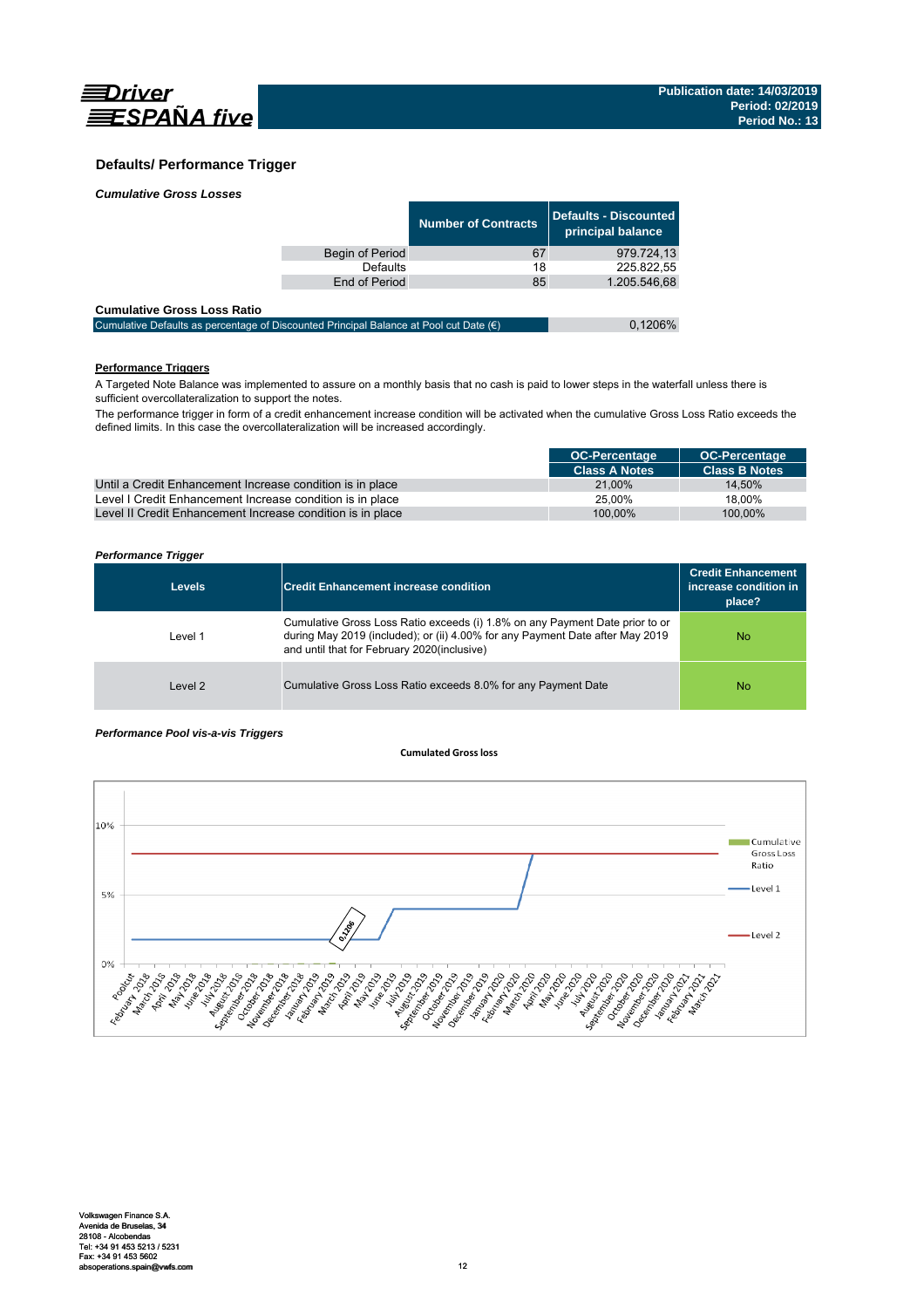## Defaults/ Performance Trigger

*Cumulative Gross Losses*

| | Number of Contracts | Defaults - Discounted principal balance |
|---|---|---|
| Begin of Period | 67 | 979.724,13 |
| Defaults | 18 | 225.822,55 |
| End of Period | 85 | 1.205.546,68 |

**Cumulative Gross Loss Ratio**

| | |
|---|---|
| Cumulative Defaults as percentage of Discounted Principal Balance at Pool cut Date (€) | 0,1206% |

**Performance Triggers**

A Targeted Note Balance was implemented to assure on a monthly basis that no cash is paid to lower steps in the waterfall unless there is sufficient overcollateralization to support the notes.

The performance trigger in form of a credit enhancement increase condition will be activated when the cumulative Gross Loss Ratio exceeds the defined limits. In this case the overcollateralization will be increased accordingly.

| | OC-Percentage Class A Notes | OC-Percentage Class B Notes |
|---|---|---|
| Until a Credit Enhancement Increase condition is in place | 21,00% | 14,50% |
| Level I Credit Enhancement Increase condition is in place | 25,00% | 18,00% |
| Level II Credit Enhancement Increase condition is in place | 100,00% | 100,00% |

*Performance Trigger*

| Levels | Credit Enhancement increase condition | Credit Enhancement increase condition in place? |
|---|---|---|
| Level 1 | Cumulative Gross Loss Ratio exceeds (i) 1.8% on any Payment Date prior to or during May 2019 (included); or (ii) 4.00% for any Payment Date after May 2019 and until that for February 2020(inclusive) | No |
| Level 2 | Cumulative Gross Loss Ratio exceeds 8.0% for any Payment Date | No |

*Performance Pool vis-a-vis Triggers*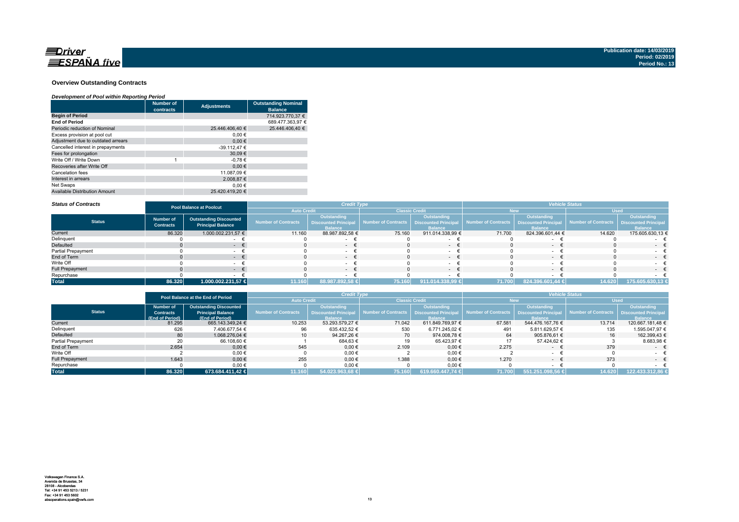Driver ESPAÑA five

Publication date: 14/03/2019
Period: 02/2019
Period No.: 13

## Overview Outstanding Contracts

*Development of Pool within Reporting Period*

| | Number of contracts | Adjustments | Outstanding Nominal Balance |
|---|---|---|---|
| **Begin of Period** | | | 714.923.770,37 € |
| **End of Period** | | | 689.477.363,97 € |
| Periodic reduction of Nominal | | 25.446.406,40 € | 25.446.406,40 € |
| Excess provision at pool cut | | 0,00 € | |
| Adjustment due to outdated arrears | | 0,00 € | |
| Cancelled interest in prepayments | | -39.112,47 € | |
| Fees for prolongation | | 30,09 € | |
| Write Off / Write Down | 1 | -0,78 € | |
| Recoveries after Write Off | | 0,00 € | |
| Cancelation fees | | 11.087,09 € | |
| Interest in arrears | | 2.008,87 € | |
| Net Swaps | | 0,00 € | |
| Available Distribution Amount | | 25.420.419,20 € | |

*Status of Contracts*

| Status | Pool Balance at Poolcut | | Credit Type | | | | Vehicle Status | | | |
|---|---|---|---|---|---|---|---|---|---|---|
| | | | Auto Credit | | Classic Credit | | New | | Used | |
| | Number of Contracts | Outstanding Discounted Principal Balance | Number of Contracts | Outstanding Discounted Principal Balance | Number of Contracts | Outstanding Discounted Principal Balance | Number of Contracts | Outstanding Discounted Principal Balance | Number of Contracts | Outstanding Discounted Principal Balance |
| Current | 86.320 | 1.000.002.231,57 € | 11.160 | 88.987.892,58 € | 75.160 | 911.014.338,99 € | 71.700 | 824.396.601,44 € | 14.620 | 175.605.630,13 € |
| Delinquent | 0 | - € | 0 | - € | 0 | - € | 0 | - € | 0 | - € |
| Defaulted | 0 | - € | 0 | - € | 0 | - € | 0 | - € | 0 | - € |
| Partial Prepayment | 0 | - € | 0 | - € | 0 | - € | 0 | - € | 0 | - € |
| End of Term | 0 | - € | 0 | - € | 0 | - € | 0 | - € | 0 | - € |
| Write Off | 0 | - € | 0 | - € | 0 | - € | 0 | - € | 0 | - € |
| Full Prepayment | 0 | - € | 0 | - € | 0 | - € | 0 | - € | 0 | - € |
| Repurchase | 0 | - € | 0 | - € | 0 | - € | 0 | - € | 0 | - € |
| **Total** | **86.320** | **1.000.002.231,57 €** | **11.160** | **88.987.892,58 €** | **75.160** | **911.014.338,99 €** | **71.700** | **824.396.601,44 €** | **14.620** | **175.605.630,13 €** |

| Status | Pool Balance at the End of Period | | Credit Type | | | | Vehicle Status | | | |
|---|---|---|---|---|---|---|---|---|---|---|
| | | | Auto Credit | | Classic Credit | | New | | Used | |
| | Number of Contracts (End of Period) | Outstanding Discounted Principal Balance (End of Period) | Number of Contracts | Outstanding Discounted Principal Balance | Number of Contracts | Outstanding Discounted Principal Balance | Number of Contracts | Outstanding Discounted Principal Balance | Number of Contracts | Outstanding Discounted Principal Balance |
| Current | 81.295 | 665.143.349,24 € | 10.253 | 53.293.579,27 € | 71.042 | 611.849.769,97 € | 67.581 | 544.476.167,76 € | 13.714 | 120.667.181,48 € |
| Delinquent | 626 | 7.406.677,54 € | 96 | 635.432,52 € | 530 | 6.771.245,02 € | 491 | 5.811.629,57 € | 135 | 1.595.047,97 € |
| Defaulted | 80 | 1.068.276,04 € | 10 | 94.267,26 € | 70 | 974.008,78 € | 64 | 905.876,61 € | 16 | 162.399,43 € |
| Partial Prepayment | 20 | 66.108,60 € | 1 | 684,63 € | 19 | 65.423,97 € | 17 | 57.424,62 € | 3 | 8.683,98 € |
| End of Term | 2.654 | 0,00 € | 545 | 0,00 € | 2.109 | 0,00 € | 2.275 | - € | 379 | - € |
| Write Off | 2 | 0,00 € | 0 | 0,00 € | 2 | 0,00 € | 2 | - € | 0 | - € |
| Full Prepayment | 1.643 | 0,00 € | 255 | 0,00 € | 1.388 | 0,00 € | 1.270 | - € | 373 | - € |
| Repurchase | 0 | 0,00 € | 0 | 0,00 € | 0 | 0,00 € | 0 | - € | 0 | - € |
| **Total** | **86.320** | **673.684.411,42 €** | **11.160** | **54.023.963,68 €** | **75.160** | **619.660.447,74 €** | **71.700** | **551.251.098,56 €** | **14.620** | **122.433.312,86 €** |

Volkswagen Finance S.A.
Avenida de Bruselas, 34
28108 - Alcobendas
Tel: +34 91 453 5213 / 5231
Fax: +34 91 453 5602
absoperations.spain@vwfs.com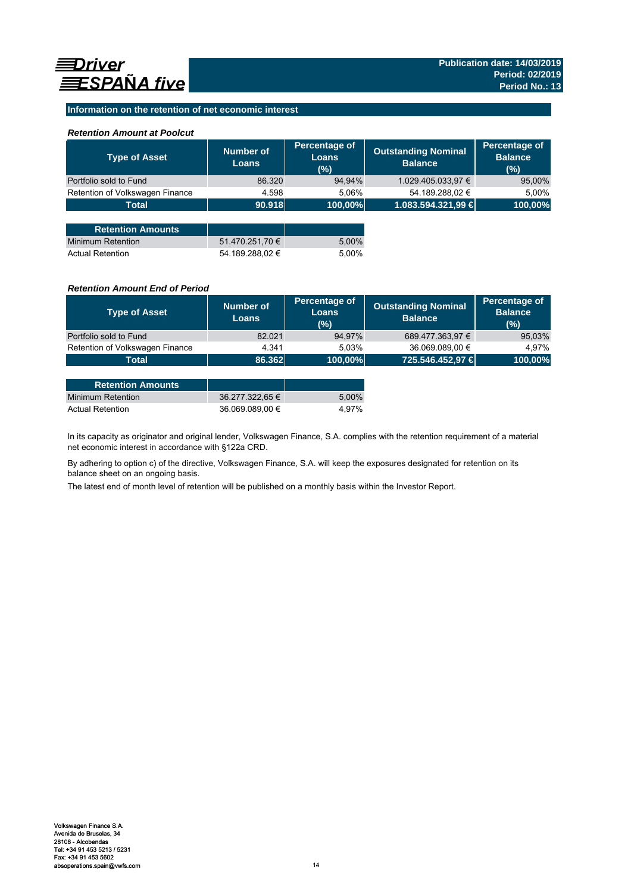Driver ESPAÑA five

Publication date: 14/03/2019
Period: 02/2019
Period No.: 13

## Information on the retention of net economic interest

### *Retention Amount at Poolcut*

| Type of Asset | Number of Loans | Percentage of Loans (%) | Outstanding Nominal Balance | Percentage of Balance (%) |
|---|---|---|---|---|
| Portfolio sold to Fund | 86.320 | 94,94% | 1.029.405.033,97 € | 95,00% |
| Retention of Volkswagen Finance | 4.598 | 5,06% | 54.189.288,02 € | 5,00% |
| **Total** | **90.918** | **100,00%** | **1.083.594.321,99 €** | **100,00%** |

| Retention Amounts | | |
|---|---|---|
| Minimum Retention | 51.470.251,70 € | 5,00% |
| Actual Retention | 54.189.288,02 € | 5,00% |

### *Retention Amount End of Period*

| Type of Asset | Number of Loans | Percentage of Loans (%) | Outstanding Nominal Balance | Percentage of Balance (%) |
|---|---|---|---|---|
| Portfolio sold to Fund | 82.021 | 94,97% | 689.477.363,97 € | 95,03% |
| Retention of Volkswagen Finance | 4.341 | 5,03% | 36.069.089,00 € | 4,97% |
| **Total** | **86.362** | **100,00%** | **725.546.452,97 €** | **100,00%** |

| Retention Amounts | | |
|---|---|---|
| Minimum Retention | 36.277.322,65 € | 5,00% |
| Actual Retention | 36.069.089,00 € | 4,97% |

In its capacity as originator and original lender, Volkswagen Finance, S.A. complies with the retention requirement of a material net economic interest in accordance with §122a CRD.

By adhering to option c) of the directive, Volkswagen Finance, S.A. will keep the exposures designated for retention on its balance sheet on an ongoing basis.

The latest end of month level of retention will be published on a monthly basis within the Investor Report.

Volkswagen Finance S.A.
Avenida de Bruselas, 34
28108 - Alcobendas
Tel: +34 91 453 5213 / 5231
Fax: +34 91 453 5602
absoperations.spain@vwfs.com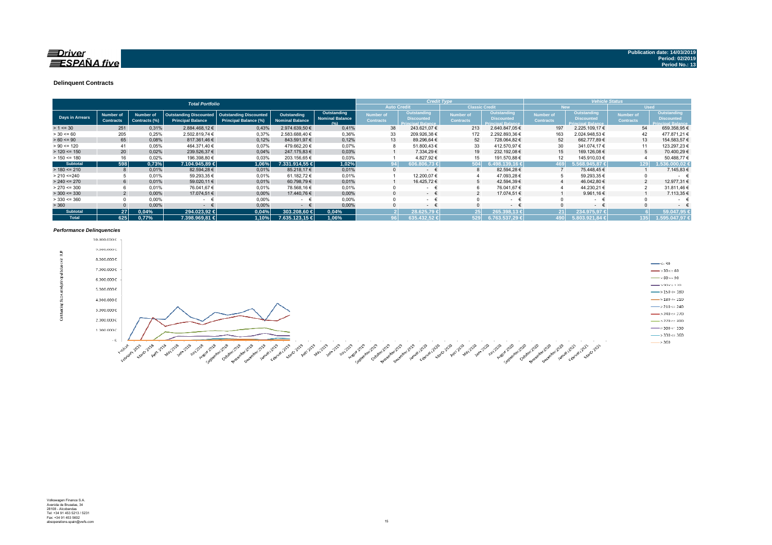**Driver ESPAÑA five**

Publication date: 14/03/2019
Period: 02/2019
Period No.: 13

### Delinquent Contracts

| Total Portfolio | | | | | | | Credit Type | | | | Vehicle Status | | | |
|---|---|---|---|---|---|---|---|---|---|---|---|---|---|---|
| | | | | | | | Auto Credit | | Classic Credit | | New | | Used | |
| Days in Arrears | Number of Contracts | Number of Contracts (%) | Outstanding Discounted Principal Balance | Outstanding Discounted Principal Balance (%) | Outstanding Nominal Balance | Outstanding Nominal Balance (%) | Number of Contracts | Outstanding Discounted Principal Balance | Number of Contracts | Outstanding Discounted Principal Balance | Number of Contracts | Outstanding Discounted Principal Balance | Number of Contracts | Outstanding Discounted Principal Balance |
| > 1 <= 30 | 251 | 0,31% | 2.884.468,12 € | 0,43% | 2.974.639,50 € | 0,41% | 38 | 243.621,07 € | 213 | 2.640.847,05 € | 197 | 2.225.109,17 € | 54 | 659.358,95 € |
| > 30 <= 60 | 205 | 0,25% | 2.502.819,74 € | 0,37% | 2.583.688,40 € | 0,36% | 33 | 209.926,38 € | 172 | 2.292.893,36 € | 163 | 2.024.948,53 € | 42 | 477.871,21 € |
| > 60 <= 90 | 65 | 0,08% | 817.361,46 € | 0,12% | 843.591,97 € | 0,12% | 13 | 89.296,64 € | 52 | 728.064,82 € | 52 | 662.777,89 € | 13 | 154.583,57 € |
| > 90 <= 120 | 41 | 0,05% | 464.371,40 € | 0,07% | 479.662,20 € | 0,07% | 8 | 51.800,43 € | 33 | 412.570,97 € | 30 | 341.074,17 € | 11 | 123.297,23 € |
| > 120 <= 150 | 20 | 0,02% | 239.526,37 € | 0,04% | 247.175,83 € | 0,03% | 1 | 7.334,29 € | 19 | 232.192,08 € | 15 | 169.126,08 € | 5 | 70.400,29 € |
| > 150 <= 180 | 16 | 0,02% | 196.398,80 € | 0,03% | 203.156,65 € | 0,03% | 1 | 4.827,92 € | 15 | 191.570,88 € | 12 | 145.910,03 € | 4 | 50.488,77 € |
| **Subtotal** | **598** | **0,73%** | **7.104.945,89 €** | **1,06%** | **7.331.914,55 €** | **1,02%** | **94** | **606.806,73 €** | **504** | **6.498.139,16 €** | **469** | **5.568.945,87 €** | **129** | **1.536.000,02 €** |
| > 180 <= 210 | 8 | 0,01% | 82.594,28 € | 0,01% | 85.218,17 € | 0,01% | 0 | - € | 8 | 82.594,28 € | 7 | 75.448,45 € | 1 | 7.145,83 € |
| > 210 <=240 | 5 | 0,01% | 59.293,35 € | 0,01% | 61.182,72 € | 0,01% | 1 | 12.200,07 € | 4 | 47.093,28 € | 5 | 59.293,35 € | 0 | - € |
| > 240 <= 270 | 6 | 0,01% | 59.020,11 € | 0,01% | 60.798,79 € | 0,01% | 1 | 16.425,72 € | 5 | 42.594,39 € | 4 | 46.042,80 € | 2 | 12.977,31 € |
| > 270 <= 300 | 6 | 0,01% | 76.041,67 € | 0,01% | 78.568,16 € | 0,01% | 0 | - € | 6 | 76.041,67 € | 4 | 44.230,21 € | 2 | 31.811,46 € |
| > 300 <= 330 | 2 | 0,00% | 17.074,51 € | 0,00% | 17.440,76 € | 0,00% | 0 | - € | 2 | 17.074,51 € | 1 | 9.961,16 € | 1 | 7.113,35 € |
| > 330 <= 360 | 0 | 0,00% | - € | 0,00% | - € | 0,00% | 0 | - € | 0 | - € | 0 | - € | 0 | - € |
| > 360 | 0 | 0,00% | - € | 0,00% | - € | 0,00% | 0 | - € | 0 | - € | 0 | - € | 0 | - € |
| **Subtotal** | **27** | **0,04%** | **294.023,92 €** | **0,04%** | **303.208,60 €** | **0,04%** | **2** | **28.625,79 €** | **25** | **265.398,13 €** | **21** | **234.975,97 €** | **6** | **59.047,95 €** |
| **Total** | **625** | **0,77%** | **7.398.969,81 €** | **1,10%** | **7.635.123,15 €** | **1,06%** | **96** | **635.432,52 €** | **529** | **6.763.537,29 €** | **490** | **5.803.921,84 €** | **135** | **1.595.047,97 €** |

*Performance Delinquencies*

Volkswagen Finance S.A.
Avenida de Bruselas, 34
28108 - Alcobendas
Tel: +34 91 453 5213 / 5231
Fax: +34 91 453 5602
absoperations.spain@vwfs.com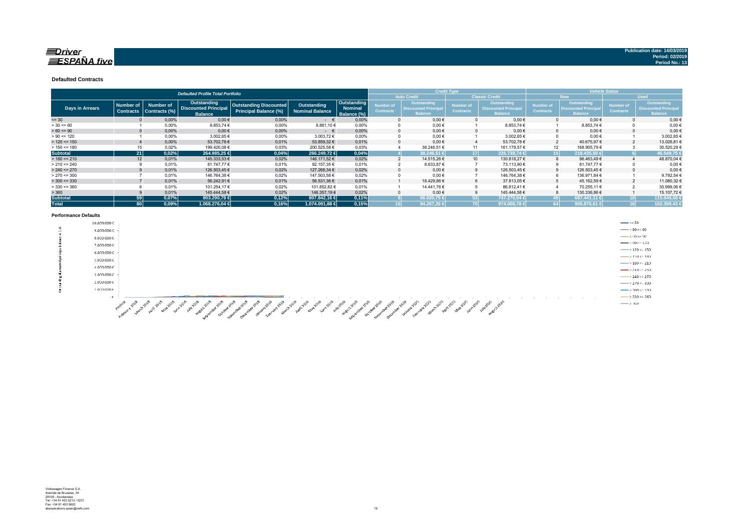**Publication date: 14/03/2019**
**Period: 02/2019**
**Period No.: 13**

## Defaulted Contracts

| Defaulted Profile Total Portfolio | | | | | | | Credit Type | | | | Vehicle Status | | | |
|---|---|---|---|---|---|---|---|---|---|---|---|---|---|---|
| | | | | | | | Auto Credit | | Classic Credit | | New | | Used | |
| Days in Arrears | Number of Contracts | Number of Contracts (%) | Outstanding Discounted Principal Balance | Outstanding Discounted Principal Balance (%) | Outstanding Nominal Balance | Outstanding Nominal Balance (%) | Number of Contracts | Outstanding Discounted Principal Balance | Number of Contracts | Outstanding Discounted Principal Balance | Number of Contracts | Outstanding Discounted Principal Balance | Number of Contracts | Outstanding Discounted Principal Balance |
| <= 30 | 0 | 0,00% | 0,00 € | 0,00% | - € | 0,00% | 0 | 0,00 € | 0 | 0,00 € | 0 | 0,00 € | 0 | 0,00 € |
| > 30 <= 60 | 1 | 0,00% | 8.853,74 € | 0,00% | 8.861,10 € | 0,00% | 0 | 0,00 € | 1 | 8.853,74 € | 1 | 8.853,74 € | 0 | 0,00 € |
| > 60 <= 90 | 0 | 0,00% | 0,00 € | 0,00% | - € | 0,00% | 0 | 0,00 € | 0 | 0,00 € | 0 | 0,00 € | 0 | 0,00 € |
| > 90 <= 120 | 1 | 0,00% | 3.002,65 € | 0,00% | 3.003,72 € | 0,00% | 0 | 0,00 € | 1 | 3.002,65 € | 0 | 0,00 € | 1 | 3.002,65 € |
| > 120 <= 150 | 4 | 0,00% | 53.702,78 € | 0,01% | 53.859,32 € | 0,01% | 0 | 0,00 € | 4 | 53.702,78 € | 2 | 40.675,97 € | 2 | 13.026,81 € |
| > 150 <= 180 | 15 | 0,02% | 199.426,08 € | 0,03% | 200.525,58 € | 0,03% | 4 | 38.246,51 € | 11 | 161.179,57 € | 12 | 168.905,79 € | 3 | 30.520,29 € |
| **Subtotal** | **21** | **0,02%** | **264.985,25 €** | **0,04%** | **266.249,72 €** | **0,04%** | **4** | **38.246,51 €** | **17** | **226.738,74 €** | **15** | **218.435,50 €** | **6** | **46.549,75 €** |
| > 180 <= 210 | 12 | 0,01% | 145.333,53 € | 0,02% | 146.171,52 € | 0,02% | 2 | 14.515,26 € | 10 | 130.818,27 € | 8 | 96.463,49 € | 4 | 48.870,04 € |
| > 210 <= 240 | 9 | 0,01% | 81.747,77 € | 0,01% | 82.157,35 € | 0,01% | 2 | 8.633,87 € | 7 | 73.113,90 € | 9 | 81.747,77 € | 0 | 0,00 € |
| > 240 <= 270 | 9 | 0,01% | 126.503,45 € | 0,02% | 127.268,34 € | 0,02% | 0 | 0,00 € | 9 | 126.503,45 € | 9 | 126.503,45 € | 0 | 0,00 € |
| > 270 <= 300 | 7 | 0,01% | 146.764,38 € | 0,02% | 147.503,58 € | 0,02% | 0 | 0,00 € | 7 | 146.764,38 € | 6 | 136.971,84 € | 1 | 9.792,54 € |
| > 300 <= 330 | 7 | 0,01% | 56.242,91 € | 0,01% | 56.531,36 € | 0,01% | 1 | 18.429,86 € | 6 | 37.813,05 € | 5 | 45.162,59 € | 2 | 11.080,32 € |
| > 330 <= 360 | 6 | 0,01% | 101.254,17 € | 0,02% | 101.852,82 € | 0,01% | 1 | 14.441,76 € | 5 | 86.812,41 € | 4 | 70.255,11 € | 2 | 30.999,06 € |
| > 360 | 9 | 0,01% | 145.444,58 € | 0,02% | 146.357,19 € | 0,02% | 0 | 0,00 € | 9 | 145.444,58 € | 8 | 130.336,86 € | 1 | 15.107,72 € |
| **Subtotal** | **59** | **0,07%** | **803.290,79 €** | **0,12%** | **807.842,16 €** | **0,11%** | **6** | **56.020,75 €** | **53** | **747.270,04 €** | **49** | **687.441,11 €** | **10** | **115.849,68 €** |
| **Total** | **80** | **0,09%** | **1.068.276,04 €** | **0,16%** | **1.074.091,88 €** | **0,15%** | **10** | **94.267,26 €** | **70** | **974.008,78 €** | **64** | **905.876,61 €** | **16** | **162.399,43 €** |

## Performance Defaults

Volkswagen Finance S.A.
Avenida de Bruselas, 34
28108 - Alcobendas
Tel: +34 91 453 5213 / 5231
Fax: +34 91 453 5602
absoperations.spain@vwfs.com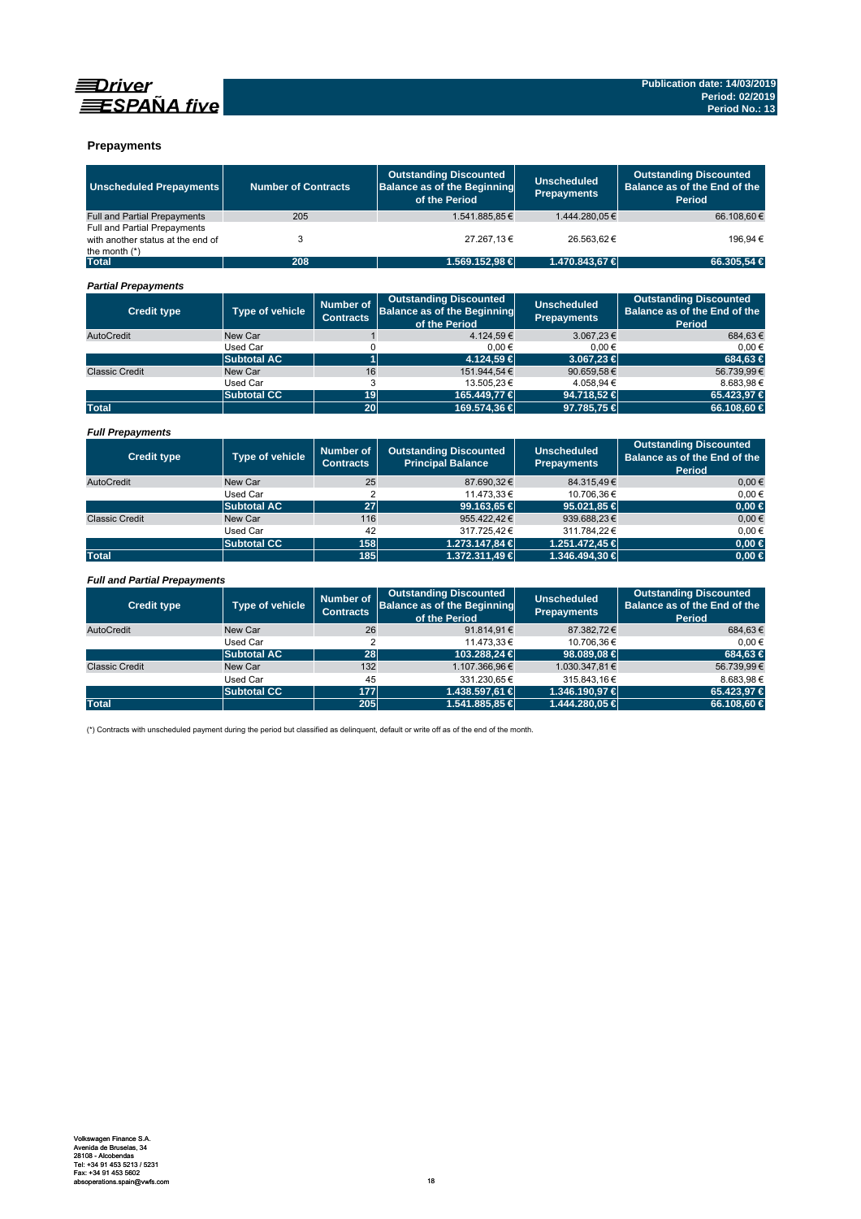## Prepayments

| Unscheduled Prepayments | Number of Contracts | Outstanding Discounted Balance as of the Beginning of the Period | Unscheduled Prepayments | Outstanding Discounted Balance as of the End of the Period |
|---|---|---|---|---|
| Full and Partial Prepayments | 205 | 1.541.885,85 € | 1.444.280,05 € | 66.108,60 € |
| Full and Partial Prepayments with another status at the end of the month (*) | 3 | 27.267,13 € | 26.563,62 € | 196,94 € |
| **Total** | **208** | **1.569.152,98 €** | **1.470.843,67 €** | **66.305,54 €** |

### *Partial Prepayments*

| Credit type | Type of vehicle | Number of Contracts | Outstanding Discounted Balance as of the Beginning of the Period | Unscheduled Prepayments | Outstanding Discounted Balance as of the End of the Period |
|---|---|---|---|---|---|
| AutoCredit | New Car | 1 | 4.124,59 € | 3.067,23 € | 684,63 € |
| | Used Car | 0 | 0,00 € | 0,00 € | 0,00 € |
| | **Subtotal AC** | **1** | **4.124,59 €** | **3.067,23 €** | **684,63 €** |
| Classic Credit | New Car | 16 | 151.944,54 € | 90.659,58 € | 56.739,99 € |
| | Used Car | 3 | 13.505,23 € | 4.058,94 € | 8.683,98 € |
| | **Subtotal CC** | **19** | **165.449,77 €** | **94.718,52 €** | **65.423,97 €** |
| **Total** | | **20** | **169.574,36 €** | **97.785,75 €** | **66.108,60 €** |

### *Full Prepayments*

| Credit type | Type of vehicle | Number of Contracts | Outstanding Discounted Principal Balance | Unscheduled Prepayments | Outstanding Discounted Balance as of the End of the Period |
|---|---|---|---|---|---|
| AutoCredit | New Car | 25 | 87.690,32 € | 84.315,49 € | 0,00 € |
| | Used Car | 2 | 11.473,33 € | 10.706,36 € | 0,00 € |
| | **Subtotal AC** | **27** | **99.163,65 €** | **95.021,85 €** | **0,00 €** |
| Classic Credit | New Car | 116 | 955.422,42 € | 939.688,23 € | 0,00 € |
| | Used Car | 42 | 317.725,42 € | 311.784,22 € | 0,00 € |
| | **Subtotal CC** | **158** | **1.273.147,84 €** | **1.251.472,45 €** | **0,00 €** |
| **Total** | | **185** | **1.372.311,49 €** | **1.346.494,30 €** | **0,00 €** |

### *Full and Partial Prepayments*

| Credit type | Type of vehicle | Number of Contracts | Outstanding Discounted Balance as of the Beginning of the Period | Unscheduled Prepayments | Outstanding Discounted Balance as of the End of the Period |
|---|---|---|---|---|---|
| AutoCredit | New Car | 26 | 91.814,91 € | 87.382,72 € | 684,63 € |
| | Used Car | 2 | 11.473,33 € | 10.706,36 € | 0,00 € |
| | **Subtotal AC** | **28** | **103.288,24 €** | **98.089,08 €** | **684,63 €** |
| Classic Credit | New Car | 132 | 1.107.366,96 € | 1.030.347,81 € | 56.739,99 € |
| | Used Car | 45 | 331.230,65 € | 315.843,16 € | 8.683,98 € |
| | **Subtotal CC** | **177** | **1.438.597,61 €** | **1.346.190,97 €** | **65.423,97 €** |
| **Total** | | **205** | **1.541.885,85 €** | **1.444.280,05 €** | **66.108,60 €** |

(*) Contracts with unscheduled payment during the period but classified as delinquent, default or write off as of the end of the month.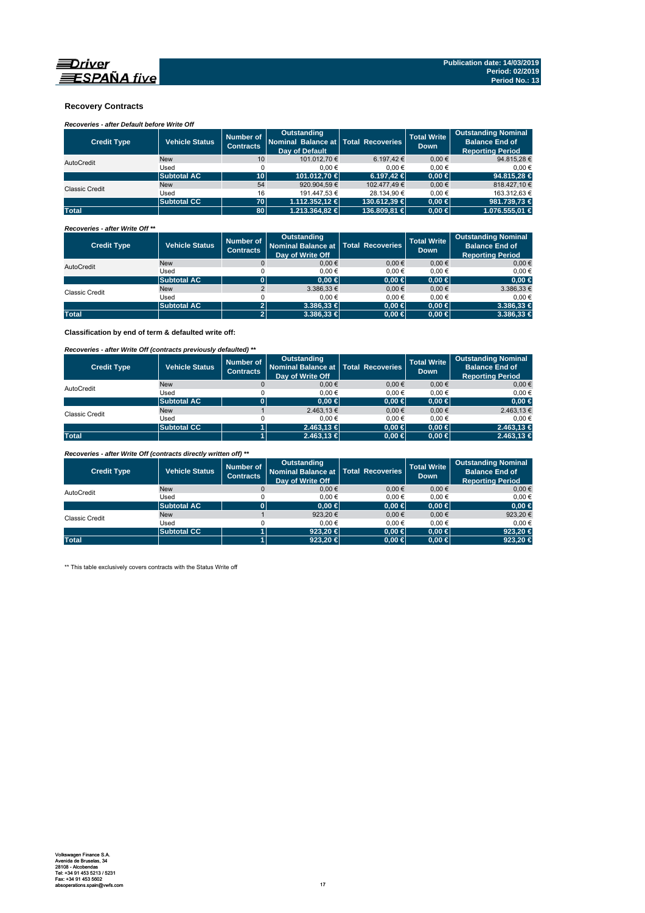Publication date: 14/03/2019
Period: 02/2019
Period No.: 13

## Recovery Contracts

*Recoveries - after Default before Write Off*

| Credit Type | Vehicle Status | Number of Contracts | Outstanding Nominal Balance at Day of Default | Total Recoveries | Total Write Down | Outstanding Nominal Balance End of Reporting Period |
|---|---|---|---|---|---|---|
| AutoCredit | New | 10 | 101.012,70 € | 6.197,42 € | 0,00 € | 94.815,28 € |
| | Used | 0 | 0,00 € | 0,00 € | 0,00 € | 0,00 € |
| | **Subtotal AC** | **10** | **101.012,70 €** | **6.197,42 €** | **0,00 €** | **94.815,28 €** |
| Classic Credit | New | 54 | 920.904,59 € | 102.477,49 € | 0,00 € | 818.427,10 € |
| | Used | 16 | 191.447,53 € | 28.134,90 € | 0,00 € | 163.312,63 € |
| | **Subtotal CC** | **70** | **1.112.352,12 €** | **130.612,39 €** | **0,00 €** | **981.739,73 €** |
| **Total** | | **80** | **1.213.364,82 €** | **136.809,81 €** | **0,00 €** | **1.076.555,01 €** |

*Recoveries - after Write Off \*\**

| Credit Type | Vehicle Status | Number of Contracts | Outstanding Nominal Balance at Day of Write Off | Total Recoveries | Total Write Down | Outstanding Nominal Balance End of Reporting Period |
|---|---|---|---|---|---|---|
| AutoCredit | New | 0 | 0,00 € | 0,00 € | 0,00 € | 0,00 € |
| | Used | 0 | 0,00 € | 0,00 € | 0,00 € | 0,00 € |
| | **Subtotal AC** | **0** | **0,00 €** | **0,00 €** | **0,00 €** | **0,00 €** |
| Classic Credit | New | 2 | 3.386,33 € | 0,00 € | 0,00 € | 3.386,33 € |
| | Used | 0 | 0,00 € | 0,00 € | 0,00 € | 0,00 € |
| | **Subtotal AC** | **2** | **3.386,33 €** | **0,00 €** | **0,00 €** | **3.386,33 €** |
| **Total** | | **2** | **3.386,33 €** | **0,00 €** | **0,00 €** | **3.386,33 €** |

**Classification by end of term & defaulted write off:**

*Recoveries - after Write Off (contracts previously defaulted) \*\**

| Credit Type | Vehicle Status | Number of Contracts | Outstanding Nominal Balance at Day of Write Off | Total Recoveries | Total Write Down | Outstanding Nominal Balance End of Reporting Period |
|---|---|---|---|---|---|---|
| AutoCredit | New | 0 | 0,00 € | 0,00 € | 0,00 € | 0,00 € |
| | Used | 0 | 0,00 € | 0,00 € | 0,00 € | 0,00 € |
| | **Subtotal AC** | **0** | **0,00 €** | **0,00 €** | **0,00 €** | **0,00 €** |
| Classic Credit | New | 1 | 2.463,13 € | 0,00 € | 0,00 € | 2.463,13 € |
| | Used | 0 | 0,00 € | 0,00 € | 0,00 € | 0,00 € |
| | **Subtotal CC** | **1** | **2.463,13 €** | **0,00 €** | **0,00 €** | **2.463,13 €** |
| **Total** | | **1** | **2.463,13 €** | **0,00 €** | **0,00 €** | **2.463,13 €** |

*Recoveries - after Write Off (contracts directly written off) \*\**

| Credit Type | Vehicle Status | Number of Contracts | Outstanding Nominal Balance at Day of Write Off | Total Recoveries | Total Write Down | Outstanding Nominal Balance End of Reporting Period |
|---|---|---|---|---|---|---|
| AutoCredit | New | 0 | 0,00 € | 0,00 € | 0,00 € | 0,00 € |
| | Used | 0 | 0,00 € | 0,00 € | 0,00 € | 0,00 € |
| | **Subtotal AC** | **0** | **0,00 €** | **0,00 €** | **0,00 €** | **0,00 €** |
| Classic Credit | New | 1 | 923,20 € | 0,00 € | 0,00 € | 923,20 € |
| | Used | 0 | 0,00 € | 0,00 € | 0,00 € | 0,00 € |
| | **Subtotal CC** | **1** | **923,20 €** | **0,00 €** | **0,00 €** | **923,20 €** |
| **Total** | | **1** | **923,20 €** | **0,00 €** | **0,00 €** | **923,20 €** |

\*\* This table exclusively covers contracts with the Status Write off

Volkswagen Finance S.A.
Avenida de Bruselas, 34
28108 - Alcobendas
Tel: +34 91 453 5213 / 5231
Fax: +34 91 453 5602
absoperations.spain@vwfs.com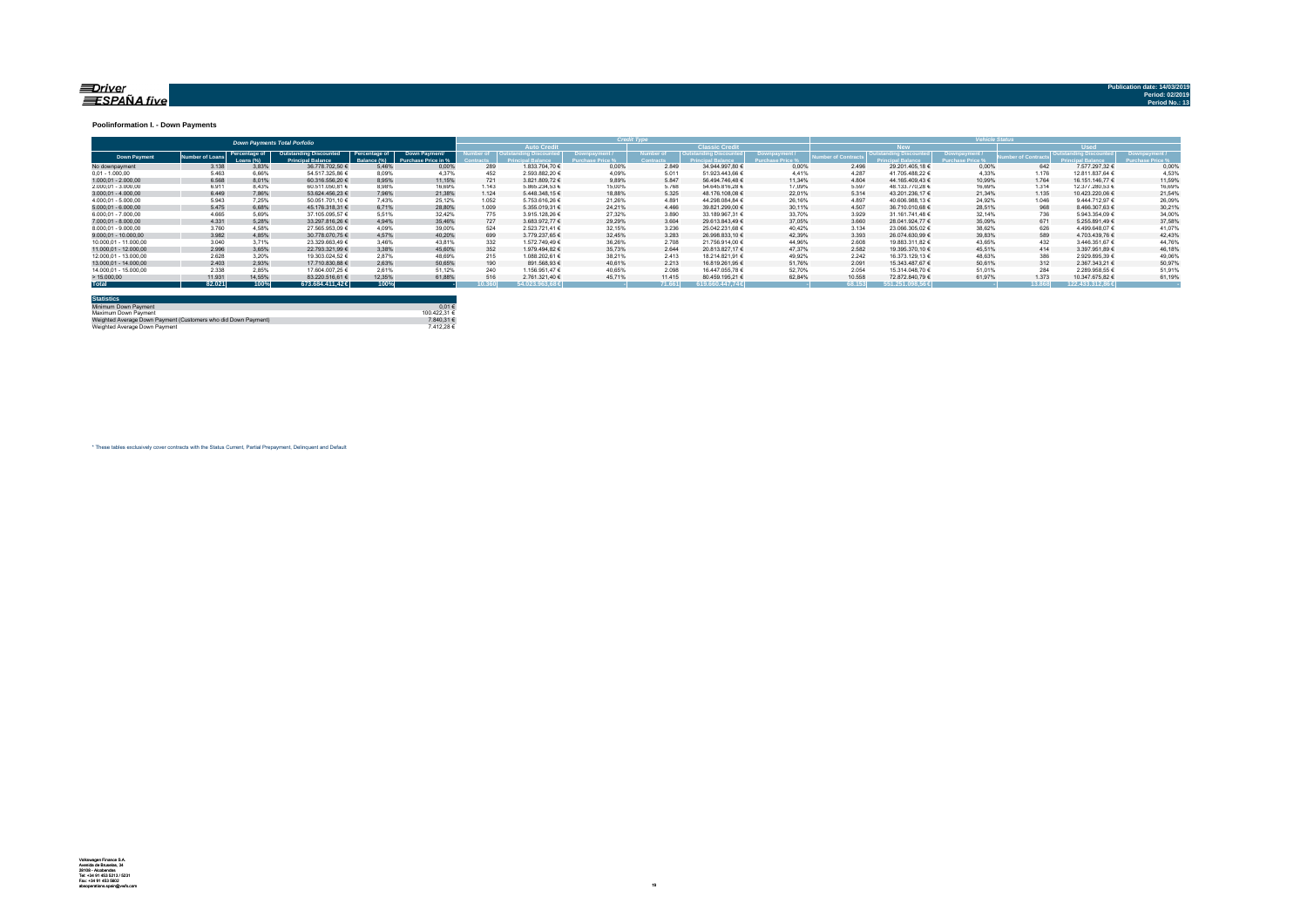Publication date: 14/03/2019
Period: 02/2019
Period No.: 13

### Poolinformation I. - Down Payments

| Down Payments Total Porfolio | | | | | | Credit Type | | | | | | Vehicle Status | | | | | |
|---|---|---|---|---|---|---|---|---|---|---|---|---|---|---|---|---|---|
| | | | | | | Auto Credit | | | Classic Credit | | | New | | | Used | | |
| Down Payment | Number of Loans | Percentage of Loans (%) | Outstanding Discounted Principal Balance | Percentage of Balance (%) | Down Payment/ Purchase Price in % | Number of Contracts | Outstanding Discounted Principal Balance | Downpayment / Purchase Price % | Number of Contracts | Outstanding Discounted Principal Balance | Downpayment / Purchase Price % | Number of Contracts | Outstanding Discounted Principal Balance | Downpayment / Purchase Price % | Number of Contracts | Outstanding Discounted Principal Balance | Downpayment / Purchase Price % |
| No downpayment | 3.138 | 3,83% | 36.778.702,50 € | 5,46% | 0,00% | 289 | 1.833.704,70 € | 0,00% | 2.849 | 34.944.997,80 € | 0,00% | 2.496 | 29.201.405,18 € | 0,00% | 642 | 7.577.297,32 € | 0,00% |
| 0,01 - 1.000,00 | 5.463 | 6,66% | 54.517.325,86 € | 8,09% | 4,37% | 452 | 2.593.882,20 € | 4,09% | 5.011 | 51.923.443,66 € | 4,41% | 4.287 | 41.705.488,22 € | 4,33% | 1.176 | 12.811.837,64 € | 4,53% |
| 1.000,01 - 2.000,00 | 6.568 | 8,01% | 60.316.556,20 € | 8,95% | 11,15% | 721 | 3.821.809,72 € | 9,89% | 5.847 | 56.494.746,48 € | 11,34% | 4.804 | 44.165.409,43 € | 10,99% | 1.764 | 16.151.146,77 € | 11,59% |
| 2.000,01 - 3.000,00 | 6.911 | 8,43% | 60.511.050,81 € | 8,98% | 16,89% | 1.143 | 5.865.234,53 € | 15,00% | 5.768 | 54.645.816,28 € | 17,09% | 5.597 | 48.133.770,28 € | 16,89% | 1.314 | 12.377.280,53 € | 16,89% |
| 3.000,01 - 4.000,00 | 6.449 | 7,86% | 53.624.456,23 € | 7,96% | 21,38% | 1.124 | 5.448.348,15 € | 18,88% | 5.325 | 48.176.108,08 € | 22,01% | 5.314 | 43.201.236,17 € | 21,34% | 1.135 | 10.423.220,06 € | 21,54% |
| 4.000,01 - 5.000,00 | 5.943 | 7,25% | 50.051.701,10 € | 7,43% | 25,12% | 1.052 | 5.753.616,26 € | 21,26% | 4.891 | 44.298.084,84 € | 26,16% | 4.897 | 40.606.988,13 € | 24,92% | 1.046 | 9.444.712,97 € | 26,09% |
| 5.000,01 - 6.000,00 | 5.475 | 6,68% | 45.176.318,31 € | 6,71% | 28,80% | 1.009 | 5.355.019,31 € | 24,21% | 4.466 | 39.821.299,00 € | 30,11% | 4.507 | 36.710.010,68 € | 28,51% | 968 | 8.466.307,63 € | 30,21% |
| 6.000,01 - 7.000,00 | 4.665 | 5,69% | 37.105.095,57 € | 5,51% | 32,42% | 775 | 3.915.128,26 € | 27,32% | 3.890 | 33.189.967,31 € | 33,70% | 3.929 | 31.161.741,48 € | 32,14% | 736 | 5.943.354,09 € | 34,00% |
| 7.000,01 - 8.000,00 | 4.331 | 5,28% | 33.297.816,26 € | 4,94% | 35,46% | 727 | 3.683.972,77 € | 29,29% | 3.604 | 29.613.843,49 € | 37,05% | 3.660 | 28.041.924,77 € | 35,09% | 671 | 5.255.891,49 € | 37,58% |
| 8.000,01 - 9.000,00 | 3.760 | 4,58% | 27.565.953,09 € | 4,09% | 39,00% | 524 | 2.523.721,41 € | 32,15% | 3.236 | 25.042.231,68 € | 40,42% | 3.134 | 23.066.305,02 € | 38,62% | 626 | 4.499.648,07 € | 41,07% |
| 9.000,01 - 10.000,00 | 3.982 | 4,85% | 30.778.070,75 € | 4,57% | 40,20% | 699 | 3.779.237,65 € | 32,45% | 3.283 | 26.998.833,10 € | 42,39% | 3.393 | 26.074.630,99 € | 39,83% | 589 | 4.703.439,76 € | 42,43% |
| 10.000,01 - 11.000,00 | 3.040 | 3,71% | 23.329.663,49 € | 3,46% | 43,81% | 332 | 1.572.749,49 € | 36,26% | 2.708 | 21.756.914,00 € | 44,96% | 2.608 | 19.883.311,82 € | 43,65% | 432 | 3.446.351,67 € | 44,76% |
| 11.000,01 - 12.000,00 | 2.996 | 3,65% | 22.793.321,99 € | 3,38% | 45,60% | 352 | 1.979.494,82 € | 35,73% | 2.644 | 20.813.827,17 € | 47,37% | 2.582 | 19.395.370,10 € | 45,51% | 414 | 3.397.951,89 € | 46,18% |
| 12.000,01 - 13.000,00 | 2.628 | 3,20% | 19.303.024,52 € | 2,87% | 48,69% | 215 | 1.088.202,61 € | 38,21% | 2.413 | 18.214.821,91 € | 49,92% | 2.242 | 16.373.129,13 € | 48,63% | 386 | 2.929.895,39 € | 49,06% |
| 13.000,01 - 14.000,00 | 2.403 | 2,93% | 17.710.830,86 € | 2,63% | 50,65% | 190 | 891.568,93 € | 40,61% | 2.213 | 16.819.261,95 € | 51,76% | 2.091 | 15.343.487,67 € | 50,61% | 312 | 2.367.343,21 € | 50,97% |
| 14.000,01 - 15.000,00 | 2.338 | 2,85% | 17.604.007,25 € | 2,61% | 51,12% | 240 | 1.156.951,47 € | 40,65% | 2.098 | 16.447.055,78 € | 52,70% | 2.054 | 15.314.048,70 € | 51,01% | 284 | 2.289.958,55 € | 51,91% |
| > 15.000,00 | 11.931 | 14,55% | 83.220.516,61 € | 12,35% | 61,88% | 516 | 2.761.321,40 € | 45,71% | 11.415 | 80.459.195,21 € | 62,84% | 10.558 | 72.872.840,79 € | 61,97% | 1.373 | 10.347.675,82 € | 61,19% |
| Total | 82.021 | 100% | 673.684.411,42 € | 100% | - | 10.360 | 54.023.963,68 € | - | 71.661 | 619.660.447,74 € | - | 68.153 | 551.251.098,56 € | - | 13.868 | 122.433.312,86 € | - |

| Statistics | |
|---|---|
| Minimum Down Payment | 0,01 € |
| Maximum Down Payment | 100.422,31 € |
| Weighted Average Down Payment (Customers who did Down Payment) | 7.840,31 € |
| Weighted Average Down Payment | 7.412,28 € |

\* These tables exclusively cover contracts with the Status Current, Partial Prepayment, Delinquent and Default

Volkswagen Finance S.A.
Avenida de Bruselas, 34
28108 - Alcobendas
Tel: +34 91 453 5213 / 5231
Fax: +34 91 453 5602
abooperations.spain@vwfs.com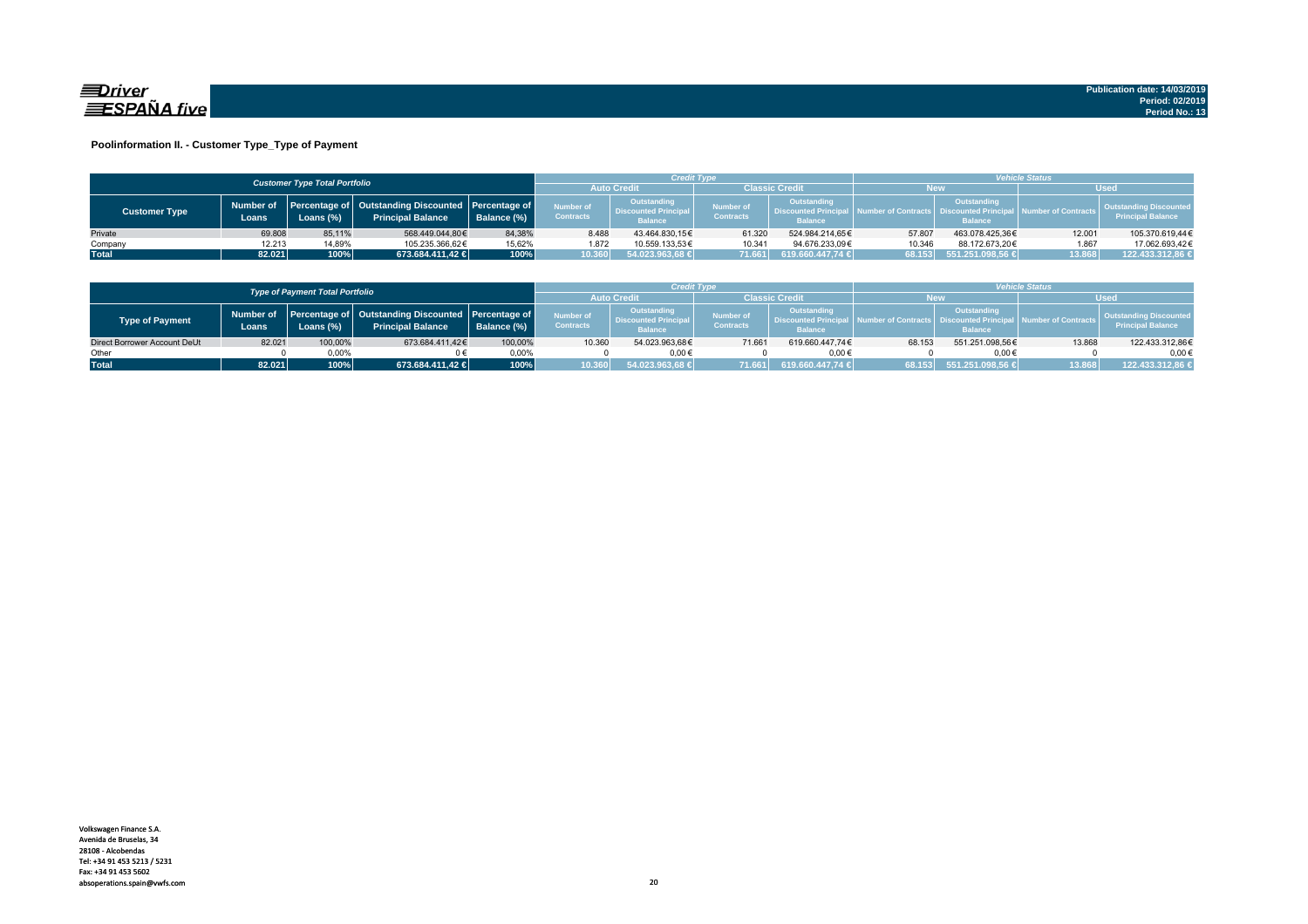Driver ESPAÑA five

Publication date: 14/03/2019
Period: 02/2019
Period No.: 13

## Poolinformation II. - Customer Type_Type of Payment

| *Customer Type Total Portfolio* | | | | | *Credit Type* | | | | *Vehicle Status* | | | |
|---|---|---|---|---|---|---|---|---|---|---|---|---|
| | | | | | Auto Credit | | Classic Credit | | New | | Used | |
| Customer Type | Number of Loans | Percentage of Loans (%) | Outstanding Discounted Principal Balance | Percentage of Balance (%) | Number of Contracts | Outstanding Discounted Principal Balance | Number of Contracts | Outstanding Discounted Principal Balance | Number of Contracts | Outstanding Discounted Principal Balance | Number of Contracts | Outstanding Discounted Principal Balance |
| Private | 69.808 | 85,11% | 568.449.044,80€ | 84,38% | 8.488 | 43.464.830,15€ | 61.320 | 524.984.214,65€ | 57.807 | 463.078.425,36€ | 12.001 | 105.370.619,44€ |
| Company | 12.213 | 14,89% | 105.235.366,62€ | 15,62% | 1.872 | 10.559.133,53€ | 10.341 | 94.676.233,09€ | 10.346 | 88.172.673,20€ | 1.867 | 17.062.693,42€ |
| **Total** | **82.021** | **100%** | **673.684.411,42 €** | **100%** | **10.360** | **54.023.963,68 €** | **71.661** | **619.660.447,74 €** | **68.153** | **551.251.098,56 €** | **13.868** | **122.433.312,86 €** |

| *Type of Payment Total Portfolio* | | | | | *Credit Type* | | | | *Vehicle Status* | | | |
|---|---|---|---|---|---|---|---|---|---|---|---|---|
| | | | | | Auto Credit | | Classic Credit | | New | | Used | |
| Type of Payment | Number of Loans | Percentage of Loans (%) | Outstanding Discounted Principal Balance | Percentage of Balance (%) | Number of Contracts | Outstanding Discounted Principal Balance | Number of Contracts | Outstanding Discounted Principal Balance | Number of Contracts | Outstanding Discounted Principal Balance | Number of Contracts | Outstanding Discounted Principal Balance |
| Direct Borrower Account DeUt | 82.021 | 100,00% | 673.684.411,42€ | 100,00% | 10.360 | 54.023.963,68€ | 71.661 | 619.660.447,74€ | 68.153 | 551.251.098,56€ | 13.868 | 122.433.312,86€ |
| Other | 0 | 0,00% | 0 € | 0,00% | 0 | 0,00 € | 0 | 0,00 € | 0 | 0,00 € | 0 | 0,00 € |
| **Total** | **82.021** | **100%** | **673.684.411,42 €** | **100%** | **10.360** | **54.023.963,68 €** | **71.661** | **619.660.447,74 €** | **68.153** | **551.251.098,56 €** | **13.868** | **122.433.312,86 €** |

Volkswagen Finance S.A.
Avenida de Bruselas, 34
28108 - Alcobendas
Tel: +34 91 453 5213 / 5231
Fax: +34 91 453 5602
absoperations.spain@vwfs.com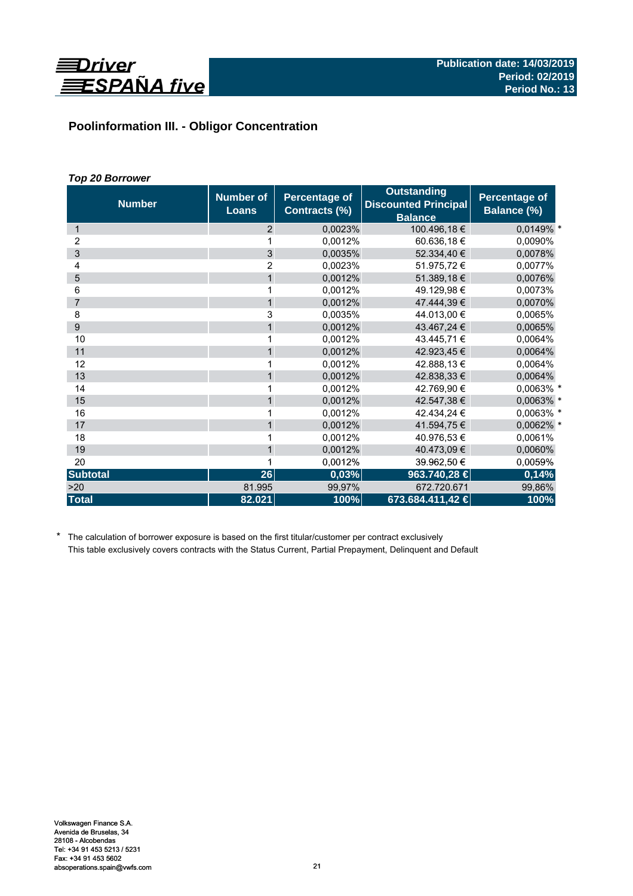Driver ESPAÑA five

Publication date: 14/03/2019
Period: 02/2019
Period No.: 13

## Poolinformation III. - Obligor Concentration

### *Top 20 Borrower*

| Number | Number of Loans | Percentage of Contracts (%) | Outstanding Discounted Principal Balance | Percentage of Balance (%) |
|---|---|---|---|---|
| 1 | 2 | 0,0023% | 100.496,18 € | 0,0149% * |
| 2 | 1 | 0,0012% | 60.636,18 € | 0,0090% |
| 3 | 3 | 0,0035% | 52.334,40 € | 0,0078% |
| 4 | 2 | 0,0023% | 51.975,72 € | 0,0077% |
| 5 | 1 | 0,0012% | 51.389,18 € | 0,0076% |
| 6 | 1 | 0,0012% | 49.129,98 € | 0,0073% |
| 7 | 1 | 0,0012% | 47.444,39 € | 0,0070% |
| 8 | 3 | 0,0035% | 44.013,00 € | 0,0065% |
| 9 | 1 | 0,0012% | 43.467,24 € | 0,0065% |
| 10 | 1 | 0,0012% | 43.445,71 € | 0,0064% |
| 11 | 1 | 0,0012% | 42.923,45 € | 0,0064% |
| 12 | 1 | 0,0012% | 42.888,13 € | 0,0064% |
| 13 | 1 | 0,0012% | 42.838,33 € | 0,0064% |
| 14 | 1 | 0,0012% | 42.769,90 € | 0,0063% * |
| 15 | 1 | 0,0012% | 42.547,38 € | 0,0063% * |
| 16 | 1 | 0,0012% | 42.434,24 € | 0,0063% * |
| 17 | 1 | 0,0012% | 41.594,75 € | 0,0062% * |
| 18 | 1 | 0,0012% | 40.976,53 € | 0,0061% |
| 19 | 1 | 0,0012% | 40.473,09 € | 0,0060% |
| 20 | 1 | 0,0012% | 39.962,50 € | 0,0059% |
| **Subtotal** | **26** | **0,03%** | **963.740,28 €** | **0,14%** |
| >20 | 81.995 | 99,97% | 672.720.671 | 99,86% |
| **Total** | **82.021** | **100%** | **673.684.411,42 €** | **100%** |

\* The calculation of borrower exposure is based on the first titular/customer per contract exclusively
This table exclusively covers contracts with the Status Current, Partial Prepayment, Delinquent and Default

Volkswagen Finance S.A.
Avenida de Bruselas, 34
28108 - Alcobendas
Tel: +34 91 453 5213 / 5231
Fax: +34 91 453 5602
absoperations.spain@vwfs.com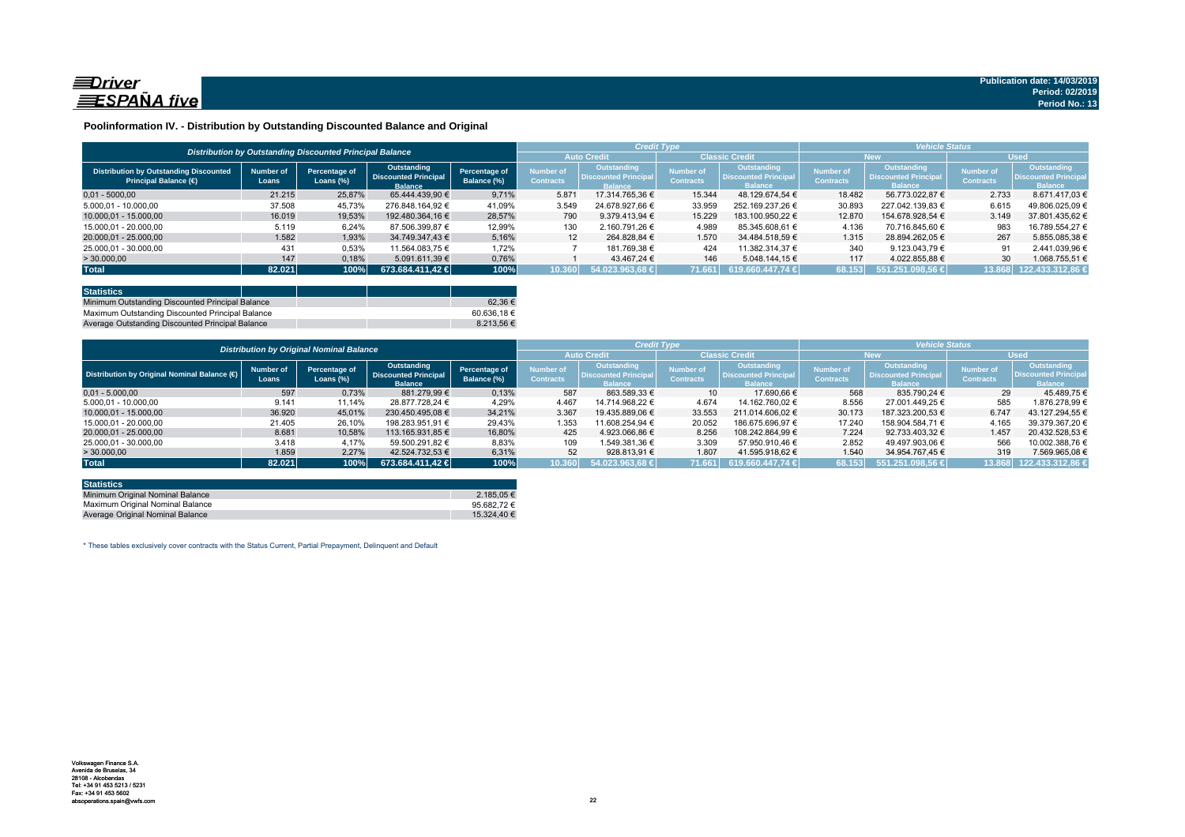Publication date: 14/03/2019
Period: 02/2019
Period No.: 13

## Poolinformation IV. - Distribution by Outstanding Discounted Balance and Original

| Distribution by Outstanding Discounted Principal Balance | | | | | Credit Type | | | | Vehicle Status | | | |
|---|---|---|---|---|---|---|---|---|---|---|---|---|
| | | | | | Auto Credit | | Classic Credit | | New | | Used | |
| Distribution by Outstanding Discounted Principal Balance (€) | Number of Loans | Percentage of Loans (%) | Outstanding Discounted Principal Balance | Percentage of Balance (%) | Number of Contracts | Outstanding Discounted Principal Balance | Number of Contracts | Outstanding Discounted Principal Balance | Number of Contracts | Outstanding Discounted Principal Balance | Number of Contracts | Outstanding Discounted Principal Balance |
| 0,01 - 5.000,00 | 21.215 | 25,87% | 65.444.439,90 € | 9,71% | 5.871 | 17.314.765,36 € | 15.344 | 48.129.674,54 € | 18.482 | 56.773.022,87 € | 2.733 | 8.671.417,03 € |
| 5.000,01 - 10.000,00 | 37.508 | 45,73% | 276.848.164,92 € | 41,09% | 3.549 | 24.678.927,66 € | 33.959 | 252.169.237,26 € | 30.893 | 227.042.139,83 € | 6.615 | 49.806.025,09 € |
| 10.000,01 - 15.000,00 | 16.019 | 19,53% | 192.480.364,16 € | 28,57% | 790 | 9.379.413,94 € | 15.229 | 183.100.950,22 € | 12.870 | 154.678.928,54 € | 3.149 | 37.801.435,62 € |
| 15.000,01 - 20.000,00 | 5.119 | 6,24% | 87.506.399,87 € | 12,99% | 130 | 2.160.791,26 € | 4.989 | 85.345.608,61 € | 4.136 | 70.716.845,60 € | 983 | 16.789.554,27 € |
| 20.000,01 - 25.000,00 | 1.582 | 1,93% | 34.749.347,43 € | 5,16% | 12 | 264.828,84 € | 1.570 | 34.484.518,59 € | 1.315 | 28.894.262,05 € | 267 | 5.855.085,38 € |
| 25.000,01 - 30.000,00 | 431 | 0,53% | 11.564.083,75 € | 1,72% | 7 | 181.769,38 € | 424 | 11.382.314,37 € | 340 | 9.123.043,79 € | 91 | 2.441.039,96 € |
| > 30.000,00 | 147 | 0,18% | 5.091.611,39 € | 0,76% | 1 | 43.467,24 € | 146 | 5.048.144,15 € | 117 | 4.022.855,88 € | 30 | 1.068.755,51 € |
| **Total** | **82.021** | **100%** | **673.684.411,42 €** | **100%** | **10.360** | **54.023.963,68 €** | **71.661** | **619.660.447,74 €** | **68.153** | **551.251.098,56 €** | **13.868** | **122.433.312,86 €** |

| Statistics | |
|---|---|
| Minimum Outstanding Discounted Principal Balance | 62,36 € |
| Maximum Outstanding Discounted Principal Balance | 60.636,18 € |
| Average Outstanding Discounted Principal Balance | 8.213,56 € |

| Distribution by Original Nominal Balance | | | | | Credit Type | | | | Vehicle Status | | | |
|---|---|---|---|---|---|---|---|---|---|---|---|---|
| | | | | | Auto Credit | | Classic Credit | | New | | Used | |
| Distribution by Original Nominal Balance (€) | Number of Loans | Percentage of Loans (%) | Outstanding Discounted Principal Balance | Percentage of Balance (%) | Number of Contracts | Outstanding Discounted Principal Balance | Number of Contracts | Outstanding Discounted Principal Balance | Number of Contracts | Outstanding Discounted Principal Balance | Number of Contracts | Outstanding Discounted Principal Balance |
| 0,01 - 5.000,00 | 597 | 0,73% | 881.279,99 € | 0,13% | 587 | 863.589,33 € | 10 | 17.690,66 € | 568 | 835.790,24 € | 29 | 45.489,75 € |
| 5.000,01 - 10.000,00 | 9.141 | 11,14% | 28.877.728,24 € | 4,29% | 4.467 | 14.714.968,22 € | 4.674 | 14.162.760,02 € | 8.556 | 27.001.449,25 € | 585 | 1.876.278,99 € |
| 10.000,01 - 15.000,00 | 36.920 | 45,01% | 230.450.495,08 € | 34,21% | 3.367 | 19.435.889,06 € | 33.553 | 211.014.606,02 € | 30.173 | 187.323.200,53 € | 6.747 | 43.127.294,55 € |
| 15.000,01 - 20.000,00 | 21.405 | 26,10% | 198.283.951,91 € | 29,43% | 1.353 | 11.608.254,94 € | 20.052 | 186.675.696,97 € | 17.240 | 158.904.584,71 € | 4.165 | 39.379.367,20 € |
| 20.000,01 - 25.000,00 | 8.681 | 10,58% | 113.165.931,85 € | 16,80% | 425 | 4.923.066,86 € | 8.256 | 108.242.864,99 € | 7.224 | 92.733.403,32 € | 1.457 | 20.432.528,53 € |
| 25.000,01 - 30.000,00 | 3.418 | 4,17% | 59.500.291,82 € | 8,83% | 109 | 1.549.381,36 € | 3.309 | 57.950.910,46 € | 2.852 | 49.497.903,06 € | 566 | 10.002.388,76 € |
| > 30.000,00 | 1.859 | 2,27% | 42.524.732,53 € | 6,31% | 52 | 928.813,91 € | 1.807 | 41.595.918,62 € | 1.540 | 34.954.767,45 € | 319 | 7.569.965,08 € |
| **Total** | **82.021** | **100%** | **673.684.411,42 €** | **100%** | **10.360** | **54.023.963,68 €** | **71.661** | **619.660.447,74 €** | **68.153** | **551.251.098,56 €** | **13.868** | **122.433.312,86 €** |

| Statistics | |
|---|---|
| Minimum Original Nominal Balance | 2.185,05 € |
| Maximum Original Nominal Balance | 95.682,72 € |
| Average Original Nominal Balance | 15.324,40 € |

* These tables exclusively cover contracts with the Status Current, Partial Prepayment, Delinquent and Default

Volkswagen Finance S.A.
Avenida de Bruselas, 34
28108 - Alcobendas
Tel: +34 91 453 5213 / 5231
Fax: +34 91 453 5602
absoperations.spain@vwfs.com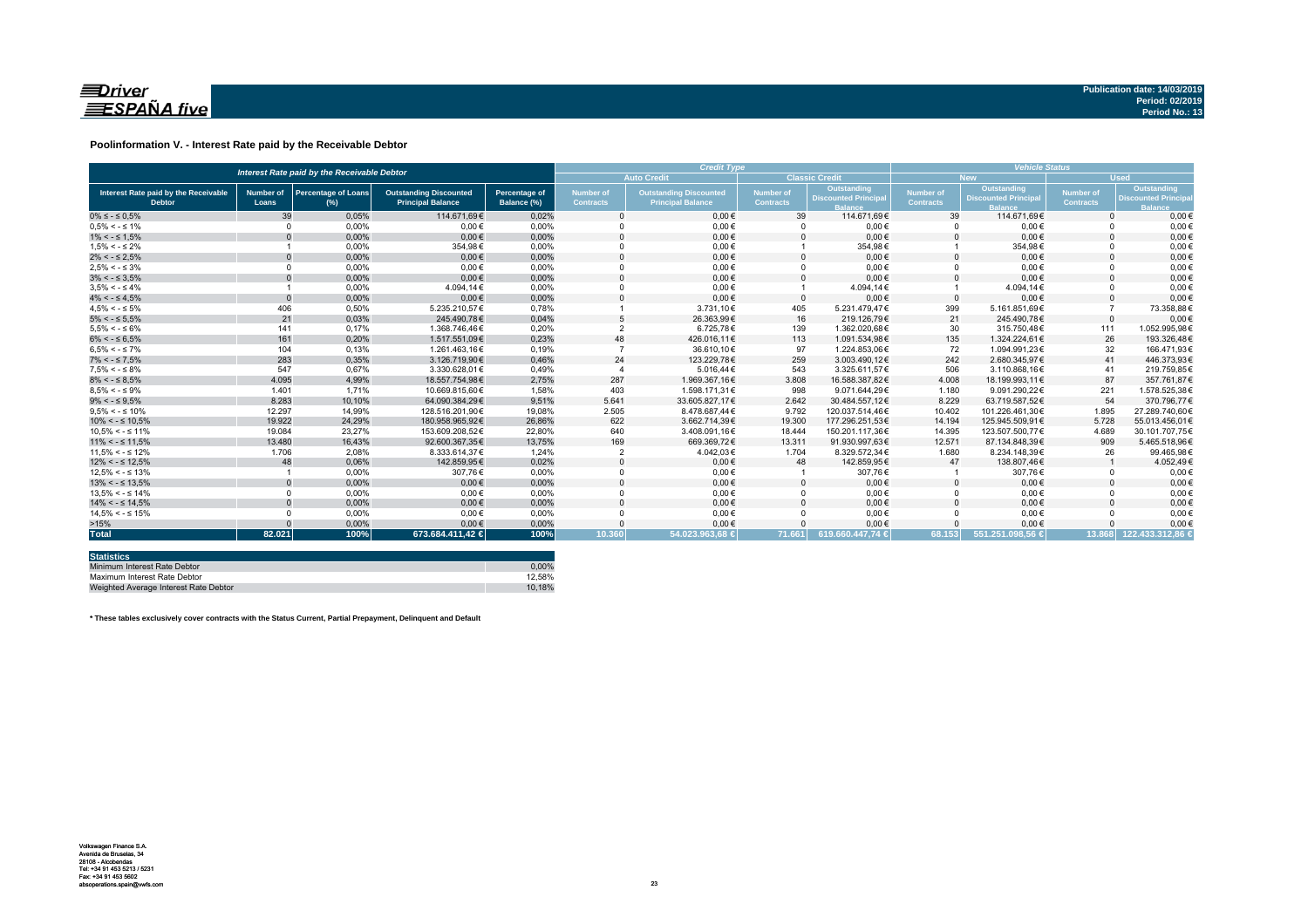## Poolinformation V. - Interest Rate paid by the Receivable Debtor

| Interest Rate paid by the Receivable Debtor | | | | | Credit Type | | | | Vehicle Status | | | |
|---|---|---|---|---|---|---|---|---|---|---|---|---|
| | | | | | Auto Credit | | Classic Credit | | New | | Used | |
| Interest Rate paid by the Receivable Debtor | Number of Loans | Percentage of Loans (%) | Outstanding Discounted Principal Balance | Percentage of Balance (%) | Number of Contracts | Outstanding Discounted Principal Balance | Number of Contracts | Outstanding Discounted Principal Balance | Number of Contracts | Outstanding Discounted Principal Balance | Number of Contracts | Outstanding Discounted Principal Balance |
| 0% ≤ - ≤ 0,5% | 39 | 0,05% | 114.671,69€ | 0,02% | 0 | 0,00€ | 39 | 114.671,69€ | 39 | 114.671,69€ | 0 | 0,00€ |
| 0,5% < - ≤ 1% | 0 | 0,00% | 0,00€ | 0,00% | 0 | 0,00€ | 0 | 0,00€ | 0 | 0,00€ | 0 | 0,00€ |
| 1% < - ≤ 1,5% | 0 | 0,00% | 0,00€ | 0,00% | 0 | 0,00€ | 0 | 0,00€ | 0 | 0,00€ | 0 | 0,00€ |
| 1,5% < - ≤ 2% | 1 | 0,00% | 354,98€ | 0,00% | 0 | 0,00€ | 1 | 354,98€ | 1 | 354,98€ | 0 | 0,00€ |
| 2% < - ≤ 2,5% | 0 | 0,00% | 0,00€ | 0,00% | 0 | 0,00€ | 0 | 0,00€ | 0 | 0,00€ | 0 | 0,00€ |
| 2,5% < - ≤ 3% | 0 | 0,00% | 0,00€ | 0,00% | 0 | 0,00€ | 0 | 0,00€ | 0 | 0,00€ | 0 | 0,00€ |
| 3% < - ≤ 3,5% | 0 | 0,00% | 0,00€ | 0,00% | 0 | 0,00€ | 0 | 0,00€ | 0 | 0,00€ | 0 | 0,00€ |
| 3,5% < - ≤ 4% | 1 | 0,00% | 4.094,14€ | 0,00% | 0 | 0,00€ | 1 | 4.094,14€ | 1 | 4.094,14€ | 0 | 0,00€ |
| 4% < - ≤ 4,5% | 0 | 0,00% | 0,00€ | 0,00% | 0 | 0,00€ | 0 | 0,00€ | 0 | 0,00€ | 0 | 0,00€ |
| 4,5% < - ≤ 5% | 406 | 0,50% | 5.235.210,57€ | 0,78% | 1 | 3.731,10€ | 405 | 5.231.479,47€ | 399 | 5.161.851,69€ | 7 | 73.358,88€ |
| 5% < - ≤ 5,5% | 21 | 0,03% | 245.490,78€ | 0,04% | 5 | 26.363,99€ | 16 | 219.126,79€ | 21 | 245.490,78€ | 0 | 0,00€ |
| 5,5% < - ≤ 6% | 141 | 0,17% | 1.368.746,46€ | 0,20% | 2 | 6.725,78€ | 139 | 1.362.020,68€ | 30 | 315.750,48€ | 111 | 1.052.995,98€ |
| 6% < - ≤ 6,5% | 161 | 0,20% | 1.517.551,09€ | 0,23% | 48 | 426.016,11€ | 113 | 1.091.534,98€ | 135 | 1.324.224,61€ | 26 | 193.326,48€ |
| 6,5% < - ≤ 7% | 104 | 0,13% | 1.261.463,16€ | 0,19% | 7 | 36.610,10€ | 97 | 1.224.853,06€ | 72 | 1.094.991,23€ | 32 | 166.471,93€ |
| 7% < - ≤ 7,5% | 283 | 0,35% | 3.126.719,90€ | 0,46% | 24 | 123.229,78€ | 259 | 3.003.490,12€ | 242 | 2.680.345,97€ | 41 | 446.373,93€ |
| 7,5% < - ≤ 8% | 547 | 0,67% | 3.330.628,01€ | 0,49% | 4 | 5.016,44€ | 543 | 3.325.611,57€ | 506 | 3.110.868,16€ | 41 | 219.759,85€ |
| 8% < - ≤ 8,5% | 4.095 | 4,99% | 18.557.754,98€ | 2,75% | 287 | 1.969.367,16€ | 3.808 | 16.588.387,82€ | 4.008 | 18.199.993,11€ | 87 | 357.761,87€ |
| 8,5% < - ≤ 9% | 1.401 | 1,71% | 10.669.815,60€ | 1,58% | 403 | 1.598.171,31€ | 998 | 9.071.644,29€ | 1.180 | 9.091.290,22€ | 221 | 1.578.525,38€ |
| 9% < - ≤ 9,5% | 8.283 | 10,10% | 64.090.384,29€ | 9,51% | 5.641 | 33.605.827,17€ | 2.642 | 30.484.557,12€ | 8.229 | 63.719.587,52€ | 54 | 370.796,77€ |
| 9,5% < - ≤ 10% | 12.297 | 14,99% | 128.516.201,90€ | 19,08% | 2.505 | 8.478.687,44€ | 9.792 | 120.037.514,46€ | 10.402 | 101.226.461,30€ | 1.895 | 27.289.740,60€ |
| 10% < - ≤ 10,5% | 19.922 | 24,29% | 180.958.965,92€ | 26,86% | 622 | 3.662.714,39€ | 19.300 | 177.296.251,53€ | 14.194 | 125.945.509,91€ | 5.728 | 55.013.456,01€ |
| 10,5% < - ≤ 11% | 19.084 | 23,27% | 153.609.208,52€ | 22,80% | 640 | 3.408.091,16€ | 18.444 | 150.201.117,36€ | 14.395 | 123.507.500,77€ | 4.689 | 30.101.707,75€ |
| 11% < - ≤ 11,5% | 13.480 | 16,43% | 92.600.367,35€ | 13,75% | 169 | 669.369,72€ | 13.311 | 91.930.997,63€ | 12.571 | 87.134.848,39€ | 909 | 5.465.518,96€ |
| 11,5% < - ≤ 12% | 1.706 | 2,08% | 8.333.614,37€ | 1,24% | 2 | 4.042,03€ | 1.704 | 8.329.572,34€ | 1.680 | 8.234.148,39€ | 26 | 99.465,98€ |
| 12% < - ≤ 12,5% | 48 | 0,06% | 142.859,95€ | 0,02% | 0 | 0,00€ | 48 | 142.859,95€ | 47 | 138.807,46€ | 1 | 4.052,49€ |
| 12,5% < - ≤ 13% | 1 | 0,00% | 307,76€ | 0,00% | 0 | 0,00€ | 1 | 307,76€ | 1 | 307,76€ | 0 | 0,00€ |
| 13% < - ≤ 13,5% | 0 | 0,00% | 0,00€ | 0,00% | 0 | 0,00€ | 0 | 0,00€ | 0 | 0,00€ | 0 | 0,00€ |
| 13,5% < - ≤ 14% | 0 | 0,00% | 0,00€ | 0,00% | 0 | 0,00€ | 0 | 0,00€ | 0 | 0,00€ | 0 | 0,00€ |
| 14% < - ≤ 14,5% | 0 | 0,00% | 0,00€ | 0,00% | 0 | 0,00€ | 0 | 0,00€ | 0 | 0,00€ | 0 | 0,00€ |
| 14,5% < - ≤ 15% | 0 | 0,00% | 0,00€ | 0,00% | 0 | 0,00€ | 0 | 0,00€ | 0 | 0,00€ | 0 | 0,00€ |
| >15% | 0 | 0,00% | 0,00€ | 0,00% | 0 | 0,00€ | 0 | 0,00€ | 0 | 0,00€ | 0 | 0,00€ |
| **Total** | **82.021** | **100%** | **673.684.411,42 €** | **100%** | **10.360** | **54.023.963,68 €** | **71.661** | **619.660.447,74 €** | **68.153** | **551.251.098,56 €** | **13.868** | **122.433.312,86 €** |

| Statistics | |
|---|---|
| Minimum Interest Rate Debtor | 0,00% |
| Maximum Interest Rate Debtor | 12,58% |
| Weighted Average Interest Rate Debtor | 10,18% |

**\* These tables exclusively cover contracts with the Status Current, Partial Prepayment, Delinquent and Default**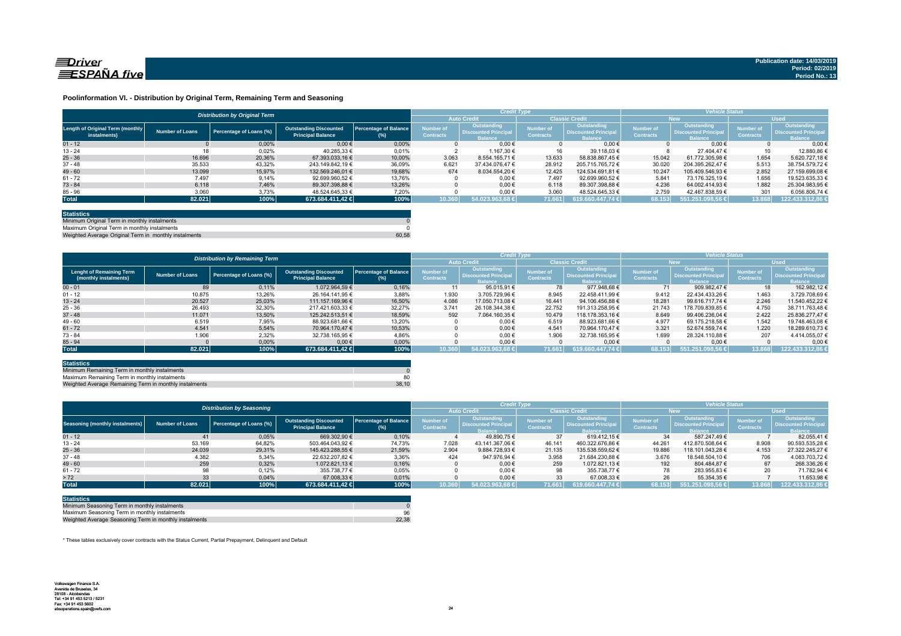**Publication date: 14/03/2019**
**Period: 02/2019**
**Period No.: 13**

### Poolinformation VI. - Distribution by Original Term, Remaining Term and Seasoning

| *Distribution by Original Term* | | | | | *Credit Type* | | | | *Vehicle Status* | | | |
|---|---|---|---|---|---|---|---|---|---|---|---|---|
| | | | | | Auto Credit | | Classic Credit | | New | | Used | |
| Length of Original Term (monthly instalments) | Number of Loans | Percentage of Loans (%) | Outstanding Discounted Principal Balance | Percentage of Balance (%) | Number of Contracts | Outstanding Discounted Principal Balance | Number of Contracts | Outstanding Discounted Principal Balance | Number of Contracts | Outstanding Discounted Principal Balance | Number of Contracts | Outstanding Discounted Principal Balance |
| 01 - 12 | 0 | 0,00% | 0,00 € | 0,00% | 0 | 0,00 € | 0 | 0,00 € | 0 | 0,00 € | 0 | 0,00 € |
| 13 - 24 | 18 | 0,02% | 40.285,33 € | 0,01% | 2 | 1.167,30 € | 16 | 39.118,03 € | 8 | 27.404,47 € | 10 | 12.880,86 € |
| 25 - 36 | 16.696 | 20,36% | 67.393.033,16 € | 10,00% | 3.063 | 8.554.165,71 € | 13.633 | 58.838.867,45 € | 15.042 | 61.772.305,98 € | 1.654 | 5.620.727,18 € |
| 37 - 48 | 35.533 | 43,32% | 243.149.842,19 € | 36,09% | 6.621 | 37.434.076,47 € | 28.912 | 205.715.765,72 € | 30.020 | 204.395.262,47 € | 5.513 | 38.754.579,72 € |
| 49 - 60 | 13.099 | 15,97% | 132.569.246,01 € | 19,68% | 674 | 8.034.554,20 € | 12.425 | 124.534.691,81 € | 10.247 | 105.409.546,93 € | 2.852 | 27.159.699,08 € |
| 61 - 72 | 7.497 | 9,14% | 92.699.960,52 € | 13,76% | 0 | 0,00 € | 7.497 | 92.699.960,52 € | 5.841 | 73.176.325,19 € | 1.656 | 19.523.635,33 € |
| 73 - 84 | 6.118 | 7,46% | 89.307.398,88 € | 13,26% | 0 | 0,00 € | 6.118 | 89.307.398,88 € | 4.236 | 64.002.414,93 € | 1.882 | 25.304.983,95 € |
| 85 - 96 | 3.060 | 3,73% | 48.524.645,33 € | 7,20% | 0 | 0,00 € | 3.060 | 48.524.645,33 € | 2.759 | 42.467.838,59 € | 301 | 6.056.806,74 € |
| **Total** | **82.021** | **100%** | **673.684.411,42 €** | **100%** | **10.360** | **54.023.963,68 €** | **71.661** | **619.660.447,74 €** | **68.153** | **551.251.098,56 €** | **13.868** | **122.433.312,86 €** |

| Statistics | |
|---|---|
| Minimum Original Term in monthly instalments | 0 |
| Maximum Original Term in monthly instalments | 0 |
| Weighted Average Original Term in monthly instalments | 60,58 |

| *Distribution by Remaining Term* | | | | | *Credit Type* | | | | *Vehicle Status* | | | |
|---|---|---|---|---|---|---|---|---|---|---|---|---|
| | | | | | Auto Credit | | Classic Credit | | New | | Used | |
| Lenght of Remaining Term (monthly instalments) | Number of Loans | Percentage of Loans (%) | Outstanding Discounted Principal Balance | Percentage of Balance (%) | Number of Contracts | Outstanding Discounted Principal Balance | Number of Contracts | Outstanding Discounted Principal Balance | Number of Contracts | Outstanding Discounted Principal Balance | Number of Contracts | Outstanding Discounted Principal Balance |
| 00 - 01 | 89 | 0,11% | 1.072.964,59 € | 0,16% | 11 | 95.015,91 € | 78 | 977.948,68 € | 71 | 909.982,47 € | 18 | 162.982,12 € |
| 01 - 12 | 10.875 | 13,26% | 26.164.141,95 € | 3,88% | 1.930 | 3.705.729,96 € | 8.945 | 22.458.411,99 € | 9.412 | 22.434.433,26 € | 1.463 | 3.729.708,69 € |
| 13 - 24 | 20.527 | 25,03% | 111.157.169,96 € | 16,50% | 4.086 | 17.050.713,08 € | 16.441 | 94.106.456,88 € | 18.281 | 99.616.717,74 € | 2.246 | 11.540.452,22 € |
| 25 - 36 | 26.493 | 32,30% | 217.421.603,33 € | 32,27% | 3.741 | 26.108.344,38 € | 22.752 | 191.313.258,95 € | 21.743 | 178.709.839,85 € | 4.750 | 38.711.763,48 € |
| 37 - 48 | 11.071 | 13,50% | 125.242.513,51 € | 18,59% | 592 | 7.064.160,35 € | 10.479 | 118.178.353,16 € | 8.649 | 99.406.236,04 € | 2.422 | 25.836.277,47 € |
| 49 - 60 | 6.519 | 7,95% | 88.923.681,66 € | 13,20% | 0 | 0,00 € | 6.519 | 88.923.681,66 € | 4.977 | 69.175.218,58 € | 1.542 | 19.748.463,08 € |
| 61 - 72 | 4.541 | 5,54% | 70.964.170,47 € | 10,53% | 0 | 0,00 € | 4.541 | 70.964.170,47 € | 3.321 | 52.674.559,74 € | 1.220 | 18.289.610,73 € |
| 73 - 84 | 1.906 | 2,32% | 32.738.165,95 € | 4,86% | 0 | 0,00 € | 1.906 | 32.738.165,95 € | 1.699 | 28.324.110,88 € | 207 | 4.414.055,07 € |
| 85 - 94 | 0 | 0,00% | 0,00 € | 0,00% | 0 | 0,00 € | 0 | 0,00 € | 0 | 0,00 € | 0 | 0,00 € |
| **Total** | **82.021** | **100%** | **673.684.411,42 €** | **100%** | **10.360** | **54.023.963,68 €** | **71.661** | **619.660.447,74 €** | **68.153** | **551.251.098,56 €** | **13.868** | **122.433.312,86 €** |

| Statistics | |
|---|---|
| Minimum Remaining Term in monthly instalments | 0 |
| Maximum Remaining Term in monthly instalments | 80 |
| Weighted Average Remaining Term in monthly instalments | 38,10 |

| *Distribution by Seasoning* | | | | | *Credit Type* | | | | *Vehicle Status* | | | |
|---|---|---|---|---|---|---|---|---|---|---|---|---|
| | | | | | Auto Credit | | Classic Credit | | New | | Used | |
| Seasoning (monthly instalments) | Number of Loans | Percentage of Loans (%) | Outstanding Discounted Principal Balance | Percentage of Balance (%) | Number of Contracts | Outstanding Discounted Principal Balance | Number of Contracts | Outstanding Discounted Principal Balance | Number of Contracts | Outstanding Discounted Principal Balance | Number of Contracts | Outstanding Discounted Principal Balance |
| 01 - 12 | 41 | 0,05% | 669.302,90 € | 0,10% | 4 | 49.890,75 € | 37 | 619.412,15 € | 34 | 587.247,49 € | 7 | 82.055,41 € |
| 13 - 24 | 53.169 | 64,82% | 503.464.043,92 € | 74,73% | 7.028 | 43.141.367,06 € | 46.141 | 460.322.676,86 € | 44.261 | 412.870.508,64 € | 8.908 | 90.593.535,28 € |
| 25 - 36 | 24.039 | 29,31% | 145.423.288,55 € | 21,59% | 2.904 | 9.884.728,93 € | 21.135 | 135.538.559,62 € | 19.886 | 118.101.043,28 € | 4.153 | 27.322.245,27 € |
| 37 - 48 | 4.382 | 5,34% | 22.632.207,82 € | 3,36% | 424 | 947.976,94 € | 3.958 | 21.684.230,88 € | 3.676 | 18.548.504,10 € | 706 | 4.083.703,72 € |
| 49 - 60 | 259 | 0,32% | 1.072.821,13 € | 0,16% | 0 | 0,00 € | 259 | 1.072.821,13 € | 192 | 804.484,87 € | 67 | 268.336,26 € |
| 61 - 72 | 98 | 0,12% | 355.738,77 € | 0,05% | 0 | 0,00 € | 98 | 355.738,77 € | 78 | 283.955,83 € | 20 | 71.782,94 € |
| > 72 | 33 | 0,04% | 67.008,33 € | 0,01% | 0 | 0,00 € | 33 | 67.008,33 € | 26 | 55.354,35 € | 7 | 11.653,98 € |
| **Total** | **82.021** | **100%** | **673.684.411,42 €** | **100%** | **10.360** | **54.023.963,68 €** | **71.661** | **619.660.447,74 €** | **68.153** | **551.251.098,56 €** | **13.868** | **122.433.312,86 €** |

| Statistics | |
|---|---|
| Minimum Seasoning Term in monthly instalments | 0 |
| Maximum Seasoning Term in monthly instalments | 96 |
| Weighted Average Seasoning Term in monthly instalments | 22,38 |

* These tables exclusively cover contracts with the Status Current, Partial Prepayment, Delinquent and Default

Volkswagen Finance S.A.
Avenida de Bruselas, 34
28108 - Alcobendas
Tel: +34 91 453 5213 / 5231
Fax: +34 91 453 5602
absoperations.spain@vwfs.com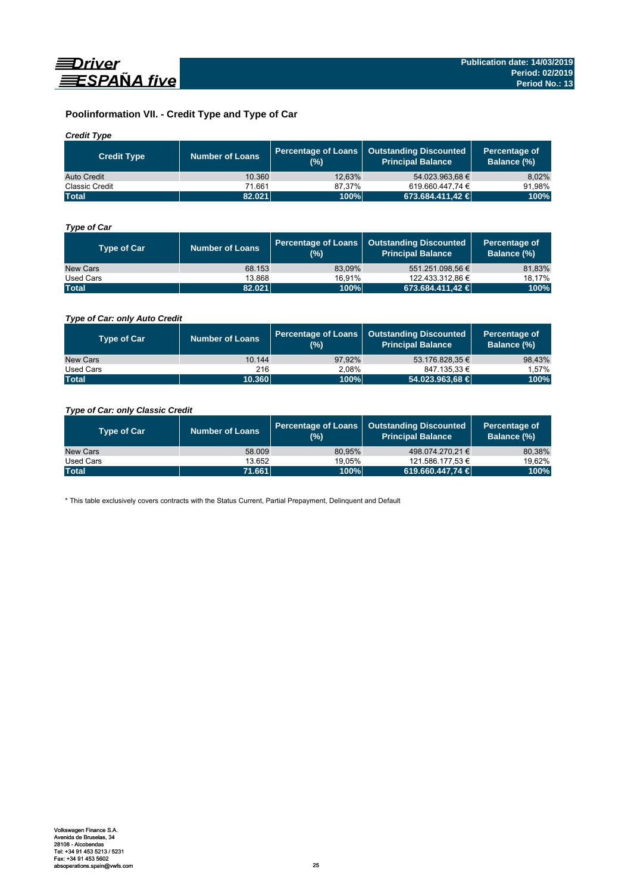## Poolinformation VII. - Credit Type and Type of Car

### *Credit Type*

| Credit Type | Number of Loans | Percentage of Loans (%) | Outstanding Discounted Principal Balance | Percentage of Balance (%) |
|---|---|---|---|---|
| Auto Credit | 10.360 | 12,63% | 54.023.963,68 € | 8,02% |
| Classic Credit | 71.661 | 87,37% | 619.660.447,74 € | 91,98% |
| **Total** | **82.021** | **100%** | **673.684.411,42 €** | **100%** |

### *Type of Car*

| Type of Car | Number of Loans | Percentage of Loans (%) | Outstanding Discounted Principal Balance | Percentage of Balance (%) |
|---|---|---|---|---|
| New Cars | 68.153 | 83,09% | 551.251.098,56 € | 81,83% |
| Used Cars | 13.868 | 16,91% | 122.433.312,86 € | 18,17% |
| **Total** | **82.021** | **100%** | **673.684.411,42 €** | **100%** |

### *Type of Car: only Auto Credit*

| Type of Car | Number of Loans | Percentage of Loans (%) | Outstanding Discounted Principal Balance | Percentage of Balance (%) |
|---|---|---|---|---|
| New Cars | 10.144 | 97,92% | 53.176.828,35 € | 98,43% |
| Used Cars | 216 | 2,08% | 847.135,33 € | 1,57% |
| **Total** | **10.360** | **100%** | **54.023.963,68 €** | **100%** |

### *Type of Car: only Classic Credit*

| Type of Car | Number of Loans | Percentage of Loans (%) | Outstanding Discounted Principal Balance | Percentage of Balance (%) |
|---|---|---|---|---|
| New Cars | 58.009 | 80,95% | 498.074.270,21 € | 80,38% |
| Used Cars | 13.652 | 19,05% | 121.586.177,53 € | 19,62% |
| **Total** | **71.661** | **100%** | **619.660.447,74 €** | **100%** |

* This table exclusively covers contracts with the Status Current, Partial Prepayment, Delinquent and Default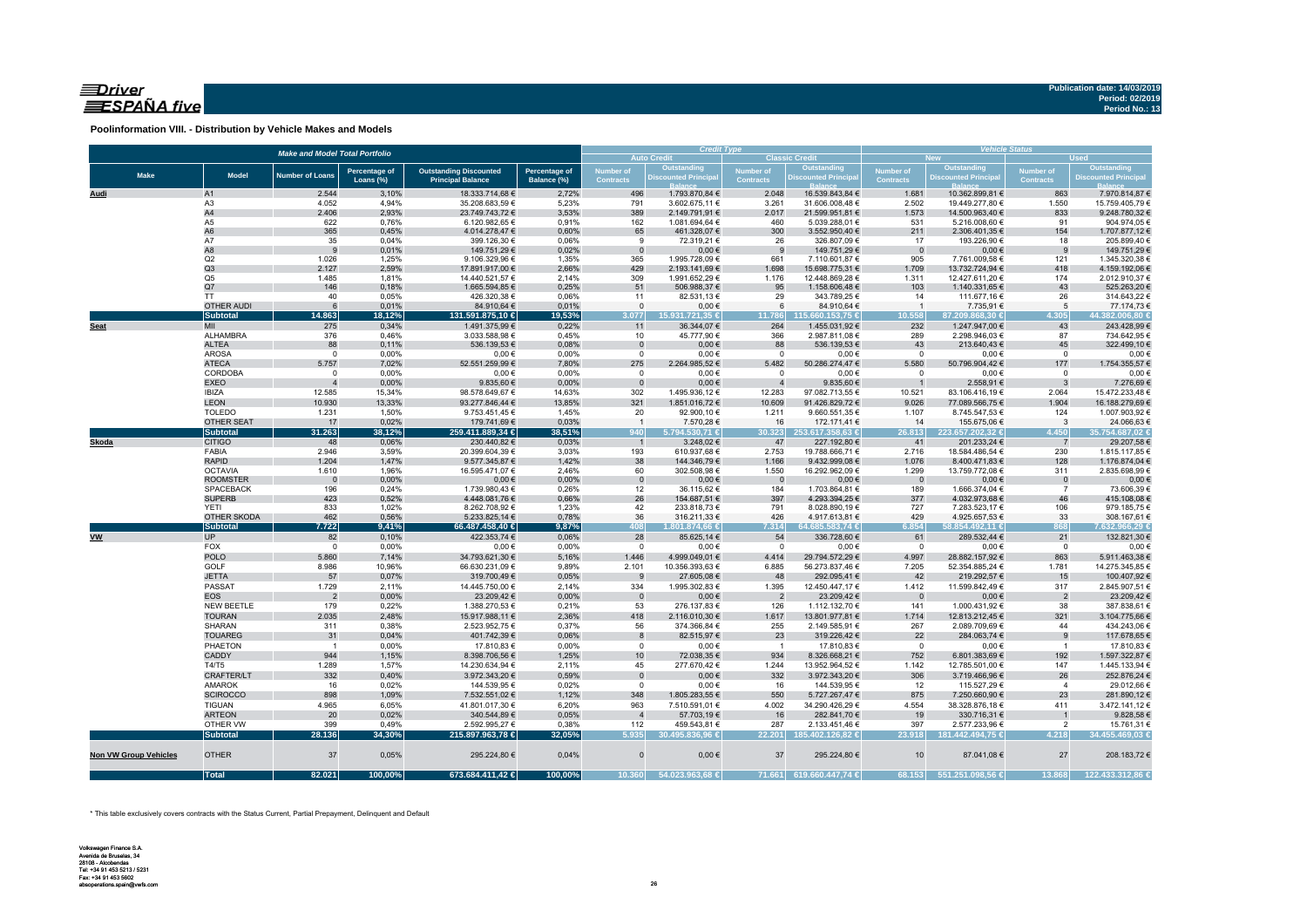**Publication date: 14/03/2019**
**Period: 02/2019**
**Period No.: 13**

## Poolinformation VIII. - Distribution by Vehicle Makes and Models

| Make and Model Total Portfolio | | | | | | Credit Type | | | | Vehicle Status | | | |
|---|---|---|---|---|---|---|---|---|---|---|---|---|---|
| | | | | | | Auto Credit | | Classic Credit | | New | | Used | |
| Make | Model | Number of Loans | Percentage of Loans (%) | Outstanding Discounted Principal Balance | Percentage of Balance (%) | Number of Contracts | Outstanding Discounted Principal Balance | Number of Contracts | Outstanding Discounted Principal Balance | Number of Contracts | Outstanding Discounted Principal Balance | Number of Contracts | Outstanding Discounted Principal Balance |
| **Audi** | A1 | 2.544 | 3,10% | 18.333.714,68 € | 2,72% | 496 | 1.793.870,84 € | 2.048 | 16.539.843,84 € | 1.681 | 10.362.899,81 € | 863 | 7.970.814,87 € |
| | A3 | 4.052 | 4,94% | 35.208.683,59 € | 5,23% | 791 | 3.602.675,11 € | 3.261 | 31.606.008,48 € | 2.502 | 19.449.277,80 € | 1.550 | 15.759.405,79 € |
| | A4 | 2.406 | 2,93% | 23.749.743,72 € | 3,53% | 389 | 2.149.791,91 € | 2.017 | 21.599.951,81 € | 1.573 | 14.500.963,40 € | 833 | 9.248.780,32 € |
| | A5 | 622 | 0,76% | 6.120.982,65 € | 0,91% | 162 | 1.081.694,64 € | 460 | 5.039.288,01 € | 531 | 5.216.008,60 € | 91 | 904.974,05 € |
| | A6 | 365 | 0,45% | 4.014.278,47 € | 0,60% | 65 | 461.328,07 € | 300 | 3.552.950,40 € | 211 | 2.306.401,35 € | 154 | 1.707.877,12 € |
| | A7 | 35 | 0,04% | 399.126,30 € | 0,06% | 9 | 72.319,21 € | 26 | 326.807,09 € | 17 | 193.226,90 € | 18 | 205.899,40 € |
| | A8 | 9 | 0,01% | 149.751,29 € | 0,02% | 0 | 0,00 € | 9 | 149.751,29 € | 0 | 0,00 € | 9 | 149.751,29 € |
| | Q2 | 1.026 | 1,25% | 9.106.329,96 € | 1,35% | 365 | 1.995.728,09 € | 661 | 7.110.601,87 € | 905 | 7.761.009,58 € | 121 | 1.345.320,38 € |
| | Q3 | 2.127 | 2,59% | 17.891.917,00 € | 2,66% | 429 | 2.193.141,69 € | 1.698 | 15.698.775,31 € | 1.709 | 13.732.724,94 € | 418 | 4.159.192,06 € |
| | Q5 | 1.485 | 1,81% | 14.440.521,57 € | 2,14% | 309 | 1.991.652,29 € | 1.176 | 12.448.869,28 € | 1.311 | 12.427.611,20 € | 174 | 2.012.910,37 € |
| | Q7 | 146 | 0,18% | 1.665.594,85 € | 0,25% | 51 | 506.988,37 € | 95 | 1.158.606,48 € | 103 | 1.140.331,65 € | 43 | 525.263,20 € |
| | TT | 40 | 0,05% | 426.320,38 € | 0,06% | 11 | 82.531,13 € | 29 | 343.789,25 € | 14 | 111.677,16 € | 26 | 314.643,22 € |
| | OTHER AUDI | 6 | 0,01% | 84.910,64 € | 0,01% | 0 | 0,00 € | 6 | 84.910,64 € | 1 | 7.735,91 € | 5 | 77.174,73 € |
| | **Subtotal** | **14.863** | **18,12%** | **131.591.875,10 €** | **19,53%** | **3.077** | **15.931.721,35 €** | **11.786** | **115.660.153,75 €** | **10.558** | **87.209.868,30 €** | **4.305** | **44.382.006,80 €** |
| **Seat** | MII | 275 | 0,34% | 1.491.375,99 € | 0,22% | 11 | 36.344,07 € | 264 | 1.455.031,92 € | 232 | 1.247.947,00 € | 43 | 243.428,99 € |
| | ALHAMBRA | 376 | 0,46% | 3.033.588,98 € | 0,45% | 10 | 45.777,90 € | 366 | 2.987.811,08 € | 289 | 2.298.946,03 € | 87 | 734.642,95 € |
| | ALTEA | 88 | 0,11% | 536.139,53 € | 0,08% | 0 | 0,00 € | 88 | 536.139,53 € | 43 | 213.640,43 € | 45 | 322.499,10 € |
| | AROSA | 0 | 0,00% | 0,00 € | 0,00% | 0 | 0,00 € | 0 | 0,00 € | 0 | 0,00 € | 0 | 0,00 € |
| | ATECA | 5.757 | 7,02% | 52.551.259,99 € | 7,80% | 275 | 2.264.985,52 € | 5.482 | 50.286.274,47 € | 5.580 | 50.796.904,42 € | 177 | 1.754.355,57 € |
| | CORDOBA | 0 | 0,00% | 0,00 € | 0,00% | 0 | 0,00 € | 0 | 0,00 € | 0 | 0,00 € | 0 | 0,00 € |
| | EXEO | 4 | 0,00% | 9.835,60 € | 0,00% | 0 | 0,00 € | 4 | 9.835,60 € | 1 | 2.558,91 € | 3 | 7.276,69 € |
| | IBIZA | 12.585 | 15,34% | 98.578.649,67 € | 14,63% | 302 | 1.495.936,12 € | 12.283 | 97.082.713,55 € | 10.521 | 83.106.416,19 € | 2.064 | 15.472.233,48 € |
| | LEON | 10.930 | 13,33% | 93.277.846,44 € | 13,85% | 321 | 1.851.016,72 € | 10.609 | 91.426.829,72 € | 9.026 | 77.089.566,75 € | 1.904 | 16.188.279,69 € |
| | TOLEDO | 1.231 | 1,50% | 9.753.451,45 € | 1,45% | 20 | 92.900,10 € | 1.211 | 9.660.551,35 € | 1.107 | 8.745.547,53 € | 124 | 1.007.903,92 € |
| | OTHER SEAT | 17 | 0,02% | 179.741,69 € | 0,03% | 1 | 7.570,28 € | 16 | 172.171,41 € | 14 | 155.675,06 € | 3 | 24.066,63 € |
| | **Subtotal** | **31.263** | **38,12%** | **259.411.889,34 €** | **38,51%** | **940** | **5.794.530,71 €** | **30.323** | **253.617.358,63 €** | **26.813** | **223.657.202,32 €** | **4.450** | **35.754.687,02 €** |
| **Skoda** | CITIGO | 48 | 0,06% | 230.440,82 € | 0,03% | 1 | 3.248,02 € | 47 | 227.192,80 € | 41 | 201.233,24 € | 7 | 29.207,58 € |
| | FABIA | 2.946 | 3,59% | 20.399.604,39 € | 3,03% | 193 | 610.937,68 € | 2.753 | 19.788.666,71 € | 2.716 | 18.584.486,54 € | 230 | 1.815.117,85 € |
| | RAPID | 1.204 | 1,47% | 9.577.345,87 € | 1,42% | 38 | 144.346,79 € | 1.166 | 9.432.999,08 € | 1.076 | 8.400.471,83 € | 128 | 1.176.874,04 € |
| | OCTAVIA | 1.610 | 1,96% | 16.595.471,07 € | 2,46% | 60 | 302.508,98 € | 1.550 | 16.292.962,09 € | 1.299 | 13.759.772,08 € | 311 | 2.835.698,99 € |
| | ROOMSTER | 0 | 0,00% | 0,00 € | 0,00% | 0 | 0,00 € | 0 | 0,00 € | 0 | 0,00 € | 0 | 0,00 € |
| | SPACEBACK | 196 | 0,24% | 1.739.980,43 € | 0,26% | 12 | 36.115,62 € | 184 | 1.703.864,81 € | 189 | 1.666.374,04 € | 7 | 73.606,39 € |
| | SUPERB | 423 | 0,52% | 4.448.081,76 € | 0,66% | 26 | 154.687,51 € | 397 | 4.293.394,25 € | 377 | 4.032.973,68 € | 46 | 415.108,08 € |
| | YETI | 833 | 1,02% | 8.262.708,92 € | 1,23% | 42 | 233.818,73 € | 791 | 8.028.890,19 € | 727 | 7.283.523,17 € | 106 | 979.185,75 € |
| | OTHER SKODA | 462 | 0,56% | 5.233.825,14 € | 0,78% | 36 | 316.211,33 € | 426 | 4.917.613,81 € | 429 | 4.925.657,53 € | 33 | 308.167,61 € |
| | **Subtotal** | **7.722** | **9,41%** | **66.487.458,40 €** | **9,87%** | **408** | **1.801.874,66 €** | **7.314** | **64.685.583,74 €** | **6.854** | **58.854.492,11 €** | **868** | **7.632.966,29 €** |
| **VW** | UP | 82 | 0,10% | 422.353,74 € | 0,06% | 28 | 85.625,14 € | 54 | 336.728,60 € | 61 | 289.532,44 € | 21 | 132.821,30 € |
| | FOX | 0 | 0,00% | 0,00 € | 0,00% | 0 | 0,00 € | 0 | 0,00 € | 0 | 0,00 € | 0 | 0,00 € |
| | POLO | 5.860 | 7,14% | 34.793.621,30 € | 5,16% | 1.446 | 4.999.049,01 € | 4.414 | 29.794.572,29 € | 4.997 | 28.882.157,92 € | 863 | 5.911.463,38 € |
| | GOLF | 8.986 | 10,96% | 66.630.231,09 € | 9,89% | 2.101 | 10.356.393,63 € | 6.885 | 56.273.837,46 € | 7.205 | 52.354.885,24 € | 1.781 | 14.275.345,85 € |
| | JETTA | 57 | 0,07% | 319.700,49 € | 0,05% | 9 | 27.605,08 € | 48 | 292.095,41 € | 42 | 219.292,57 € | 15 | 100.407,92 € |
| | PASSAT | 1.729 | 2,11% | 14.445.750,00 € | 2,14% | 334 | 1.995.302,83 € | 1.395 | 12.450.447,17 € | 1.412 | 11.599.842,49 € | 317 | 2.845.907,51 € |
| | EOS | 2 | 0,00% | 23.209,42 € | 0,00% | 0 | 0,00 € | 2 | 23.209,42 € | 0 | 0,00 € | 2 | 23.209,42 € |
| | NEW BEETLE | 179 | 0,22% | 1.388.270,53 € | 0,21% | 53 | 276.137,83 € | 126 | 1.112.132,70 € | 141 | 1.000.431,92 € | 38 | 387.838,61 € |
| | TOURAN | 2.035 | 2,48% | 15.917.988,11 € | 2,36% | 418 | 2.116.010,30 € | 1.617 | 13.801.977,81 € | 1.714 | 12.813.212,45 € | 321 | 3.104.775,66 € |
| | SHARAN | 311 | 0,38% | 2.523.952,75 € | 0,37% | 56 | 374.366,84 € | 255 | 2.149.585,91 € | 267 | 2.089.709,69 € | 44 | 434.243,06 € |
| | TOUAREG | 31 | 0,04% | 401.742,39 € | 0,06% | 8 | 82.515,97 € | 23 | 319.226,42 € | 22 | 284.063,74 € | 9 | 117.678,65 € |
| | PHAETON | 1 | 0,00% | 17.810,83 € | 0,00% | 0 | 0,00 € | 1 | 17.810,83 € | 0 | 0,00 € | 1 | 17.810,83 € |
| | CADDY | 944 | 1,15% | 8.398.706,56 € | 1,25% | 10 | 72.038,35 € | 934 | 8.326.668,21 € | 752 | 6.801.383,69 € | 192 | 1.597.322,87 € |
| | T4/T5 | 1.289 | 1,57% | 14.230.634,94 € | 2,11% | 45 | 277.670,42 € | 1.244 | 13.952.964,52 € | 1.142 | 12.785.501,00 € | 147 | 1.445.133,94 € |
| | CRAFTER/LT | 332 | 0,40% | 3.972.343,20 € | 0,59% | 0 | 0,00 € | 332 | 3.972.343,20 € | 306 | 3.719.466,96 € | 26 | 252.876,24 € |
| | AMAROK | 16 | 0,02% | 144.539,95 € | 0,02% | 0 | 0,00 € | 16 | 144.539,95 € | 12 | 115.527,29 € | 4 | 29.012,66 € |
| | SCIROCCO | 898 | 1,09% | 7.532.551,02 € | 1,12% | 348 | 1.805.283,55 € | 550 | 5.727.267,47 € | 875 | 7.250.660,90 € | 23 | 281.890,12 € |
| | TIGUAN | 4.965 | 6,05% | 41.801.017,30 € | 6,20% | 963 | 7.510.591,01 € | 4.002 | 34.290.426,29 € | 4.554 | 38.328.876,18 € | 411 | 3.472.141,12 € |
| | ARTEON | 20 | 0,02% | 340.544,89 € | 0,05% | 4 | 57.703,19 € | 16 | 282.841,70 € | 19 | 330.716,31 € | 1 | 9.828,58 € |
| | OTHER VW | 399 | 0,49% | 2.592.995,27 € | 0,38% | 112 | 459.543,81 € | 287 | 2.133.451,46 € | 397 | 2.577.233,96 € | 2 | 15.761,31 € |
| | **Subtotal** | **28.136** | **34,30%** | **215.897.963,78 €** | **32,05%** | **5.935** | **30.495.836,96 €** | **22.201** | **185.402.126,82 €** | **23.918** | **181.442.494,75 €** | **4.218** | **34.455.469,03 €** |
| **Non VW Group Vehicles** | OTHER | 37 | 0,05% | 295.224,80 € | 0,04% | 0 | 0,00 € | 37 | 295.224,80 € | 10 | 87.041,08 € | 27 | 208.183,72 € |
| | **Total** | **82.021** | **100,00%** | **673.684.411,42 €** | **100,00%** | **10.360** | **54.023.963,68 €** | **71.661** | **619.660.447,74 €** | **68.153** | **551.251.098,56 €** | **13.868** | **122.433.312,86 €** |

\* This table exclusively covers contracts with the Status Current, Partial Prepayment, Delinquent and Default

Volkswagen Finance S.A.
Avenida de Bruselas, 34
28108 - Alcobendas
Tel: +34 91 453 5213 / 5231
Fax: +34 91 453 5602
absoperations.spain@vwfs.com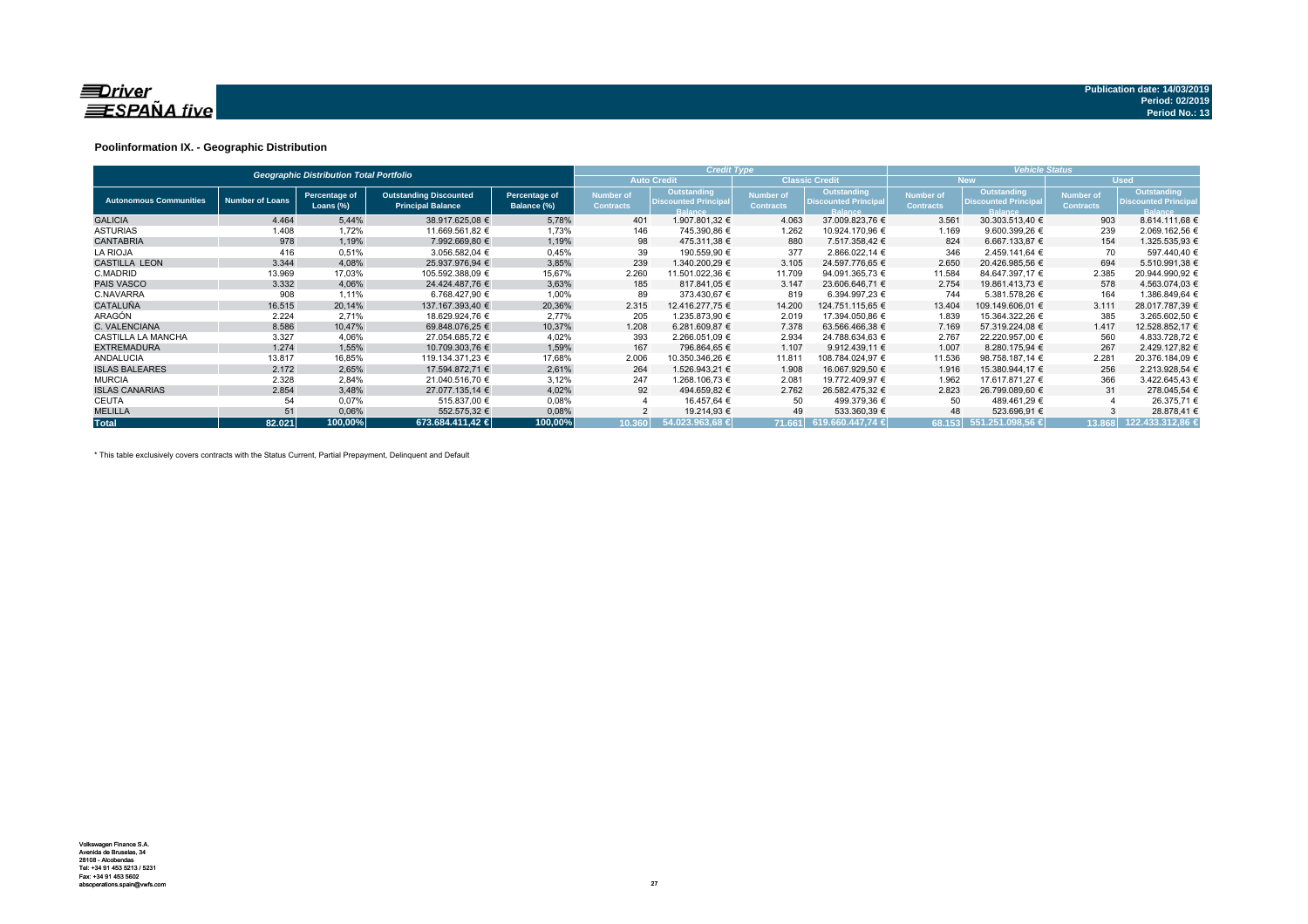**Publication date: 14/03/2019**
**Period: 02/2019**
**Period No.: 13**

## Poolinformation IX. - Geographic Distribution

| Geographic Distribution Total Portfolio | | | | | Credit Type | | | | Vehicle Status | | | |
|---|---|---|---|---|---|---|---|---|---|---|---|---|
| | | | | | Auto Credit | | Classic Credit | | New | | Used | |
| Autonomous Communities | Number of Loans | Percentage of Loans (%) | Outstanding Discounted Principal Balance | Percentage of Balance (%) | Number of Contracts | Outstanding Discounted Principal Balance | Number of Contracts | Outstanding Discounted Principal Balance | Number of Contracts | Outstanding Discounted Principal Balance | Number of Contracts | Outstanding Discounted Principal Balance |
| GALICIA | 4.464 | 5,44% | 38.917.625,08 € | 5,78% | 401 | 1.907.801,32 € | 4.063 | 37.009.823,76 € | 3.561 | 30.303.513,40 € | 903 | 8.614.111,68 € |
| ASTURIAS | 1.408 | 1,72% | 11.669.561,82 € | 1,73% | 146 | 745.390,86 € | 1.262 | 10.924.170,96 € | 1.169 | 9.600.399,26 € | 239 | 2.069.162,56 € |
| CANTABRIA | 978 | 1,19% | 7.992.669,80 € | 1,19% | 98 | 475.311,38 € | 880 | 7.517.358,42 € | 824 | 6.667.133,87 € | 154 | 1.325.535,93 € |
| LA RIOJA | 416 | 0,51% | 3.056.582,04 € | 0,45% | 39 | 190.559,90 € | 377 | 2.866.022,14 € | 346 | 2.459.141,64 € | 70 | 597.440,40 € |
| CASTILLA LEON | 3.344 | 4,08% | 25.937.976,94 € | 3,85% | 239 | 1.340.200,29 € | 3.105 | 24.597.776,65 € | 2.650 | 20.426.985,56 € | 694 | 5.510.991,38 € |
| C.MADRID | 13.969 | 17,03% | 105.592.388,09 € | 15,67% | 2.260 | 11.501.022,36 € | 11.709 | 94.091.365,73 € | 11.584 | 84.647.397,17 € | 2.385 | 20.944.990,92 € |
| PAIS VASCO | 3.332 | 4,06% | 24.424.487,76 € | 3,63% | 185 | 817.841,05 € | 3.147 | 23.606.646,71 € | 2.754 | 19.861.413,73 € | 578 | 4.563.074,03 € |
| C.NAVARRA | 908 | 1,11% | 6.768.427,90 € | 1,00% | 89 | 373.430,67 € | 819 | 6.394.997,23 € | 744 | 5.381.578,26 € | 164 | 1.386.849,64 € |
| CATALUÑA | 16.515 | 20,14% | 137.167.393,40 € | 20,36% | 2.315 | 12.416.277,75 € | 14.200 | 124.751.115,65 € | 13.404 | 109.149.606,01 € | 3.111 | 28.017.787,39 € |
| ARAGÓN | 2.224 | 2,71% | 18.629.924,76 € | 2,77% | 205 | 1.235.873,90 € | 2.019 | 17.394.050,86 € | 1.839 | 15.364.322,26 € | 385 | 3.265.602,50 € |
| C. VALENCIANA | 8.586 | 10,47% | 69.848.076,25 € | 10,37% | 1.208 | 6.281.609,87 € | 7.378 | 63.566.466,38 € | 7.169 | 57.319.224,08 € | 1.417 | 12.528.852,17 € |
| CASTILLA LA MANCHA | 3.327 | 4,06% | 27.054.685,72 € | 4,02% | 393 | 2.266.051,09 € | 2.934 | 24.788.634,63 € | 2.767 | 22.220.957,00 € | 560 | 4.833.728,72 € |
| EXTREMADURA | 1.274 | 1,55% | 10.709.303,76 € | 1,59% | 167 | 796.864,65 € | 1.107 | 9.912.439,11 € | 1.007 | 8.280.175,94 € | 267 | 2.429.127,82 € |
| ANDALUCIA | 13.817 | 16,85% | 119.134.371,23 € | 17,68% | 2.006 | 10.350.346,26 € | 11.811 | 108.784.024,97 € | 11.536 | 98.758.187,14 € | 2.281 | 20.376.184,09 € |
| ISLAS BALEARES | 2.172 | 2,65% | 17.594.872,71 € | 2,61% | 264 | 1.526.943,21 € | 1.908 | 16.067.929,50 € | 1.916 | 15.380.944,17 € | 256 | 2.213.928,54 € |
| MURCIA | 2.328 | 2,84% | 21.040.516,70 € | 3,12% | 247 | 1.268.106,73 € | 2.081 | 19.772.409,97 € | 1.962 | 17.617.871,27 € | 366 | 3.422.645,43 € |
| ISLAS CANARIAS | 2.854 | 3,48% | 27.077.135,14 € | 4,02% | 92 | 494.659,82 € | 2.762 | 26.582.475,32 € | 2.823 | 26.799.089,60 € | 31 | 278.045,54 € |
| CEUTA | 54 | 0,07% | 515.837,00 € | 0,08% | 4 | 16.457,64 € | 50 | 499.379,36 € | 50 | 489.461,29 € | 4 | 26.375,71 € |
| MELILLA | 51 | 0,06% | 552.575,32 € | 0,08% | 2 | 19.214,93 € | 49 | 533.360,39 € | 48 | 523.696,91 € | 3 | 28.878,41 € |
| **Total** | **82.021** | **100,00%** | **673.684.411,42 €** | **100,00%** | **10.360** | **54.023.963,68 €** | **71.661** | **619.660.447,74 €** | **68.153** | **551.251.098,56 €** | **13.868** | **122.433.312,86 €** |

\* This table exclusively covers contracts with the Status Current, Partial Prepayment, Delinquent and Default

Volkswagen Finance S.A.
Avenida de Bruselas, 34
28108 - Alcobendas
Tel: +34 91 453 5213 / 5231
Fax: +34 91 453 5602
absoperations.spain@vwfs.com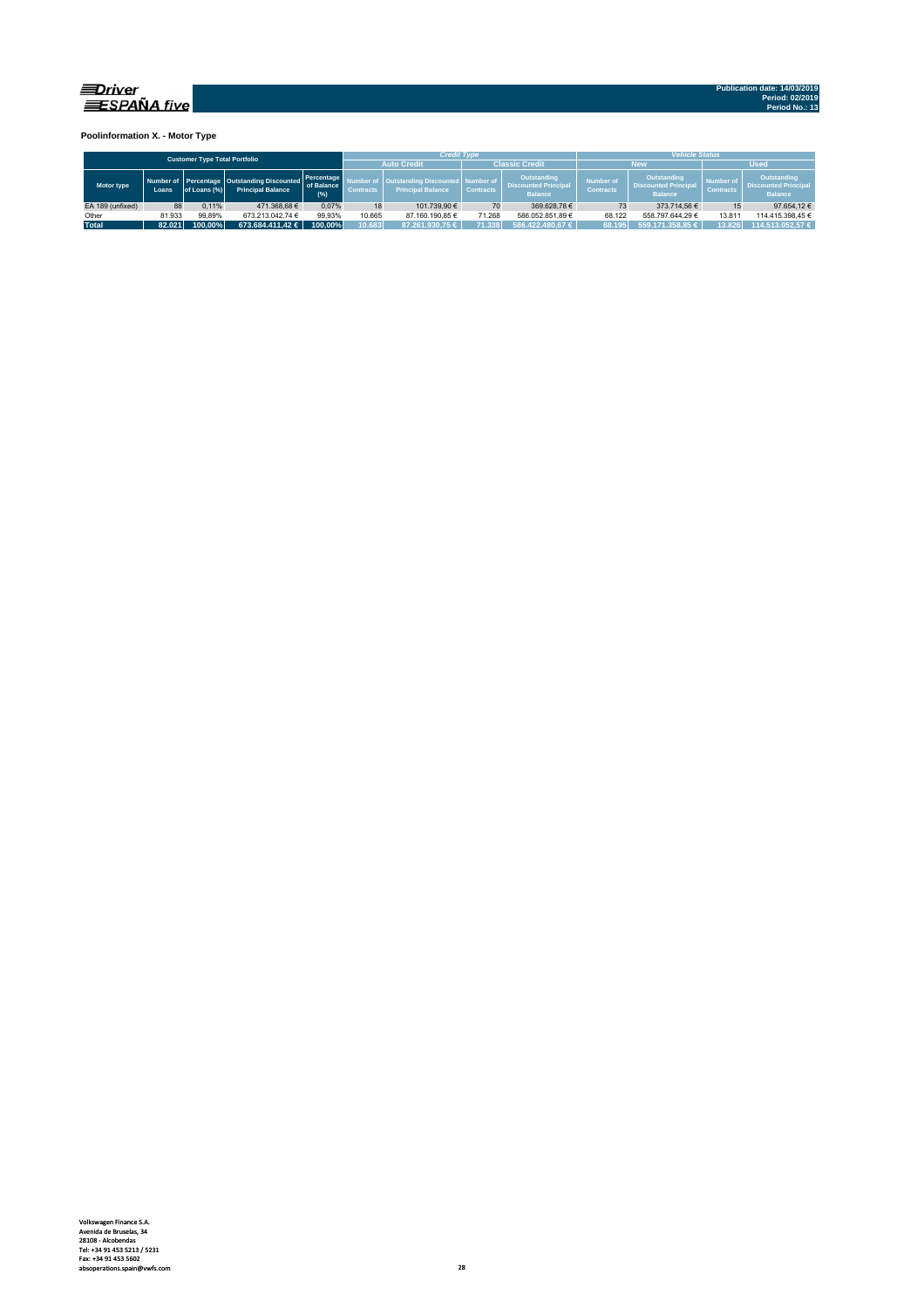Publication date: 14/03/2019
Period: 02/2019
Period No.: 13

### Poolinformation X. - Motor Type

| Customer Type Total Portfolio | | | | | Credit Type | | | | Vehicle Status | | | |
|---|---|---|---|---|---|---|---|---|---|---|---|---|
| | | | | | Auto Credit | | Classic Credit | | New | | Used | |
| Motor type | Number of Loans | Percentage of Loans (%) | Outstanding Discounted Principal Balance | Percentage of Balance (%) | Number of Contracts | Outstanding Discounted Principal Balance | Number of Contracts | Outstanding Discounted Principal Balance | Number of Contracts | Outstanding Discounted Principal Balance | Number of Contracts | Outstanding Discounted Principal Balance |
| EA 189 (unfixed) | 88 | 0,11% | 471.368,68 € | 0,07% | 18 | 101.739,90 € | 70 | 369.628,78 € | 73 | 373.714,56 € | 15 | 97.654,12 € |
| Other | 81.933 | 99,89% | 673.213.042,74 € | 99,93% | 10.665 | 87.160.190,85 € | 71.268 | 586.052.851,89 € | 68.122 | 558.797.644,29 € | 13.811 | 114.415.398,45 € |
| Total | 82.021 | 100,00% | 673.684.411,42 € | 100,00% | 10.683 | 87.261.930,75 € | 71.338 | 586.422.480,67 € | 68.195 | 559.171.358,85 € | 13.826 | 114.513.052,57 € |

Volkswagen Finance S.A.
Avenida de Bruselas, 34
28108 - Alcobendas
Tel: +34 91 453 5213 / 5231
Fax: +34 91 453 5602
absoperations.spain@vwfs.com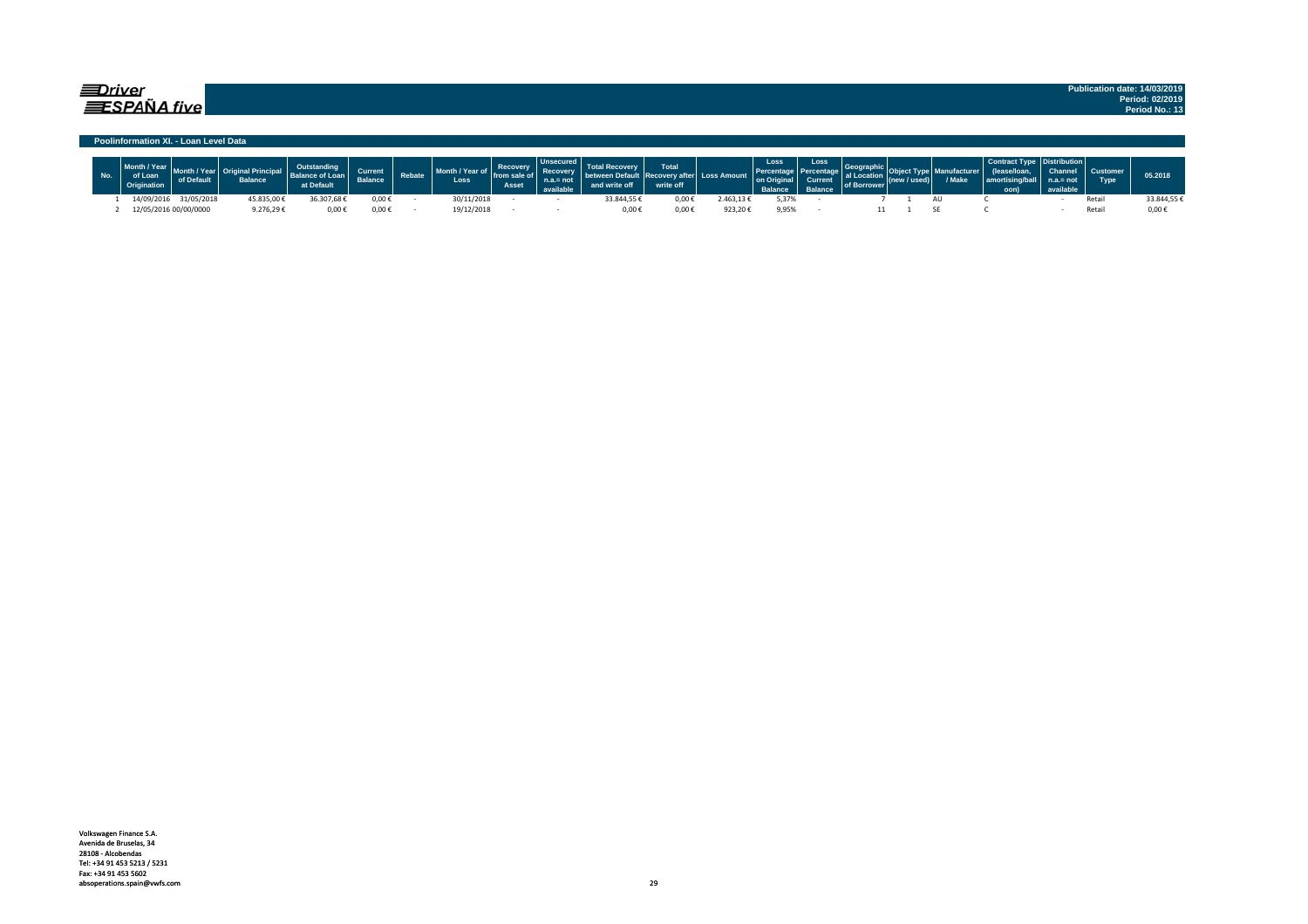**Driver ESPAÑA five**

**Publication date: 14/03/2019**
**Period: 02/2019**
**Period No.: 13**

## Poolinformation XI. - Loan Level Data

| No. | Month / Year of Loan Origination | Month / Year of Default | Original Principal Balance | Outstanding Balance of Loan at Default | Current Balance | Rebate | Month / Year of Loss | Recovery from sale of Asset | Unsecured Recovery n.a.= not available | Total Recovery between Default and write off | Total Recovery after write off | Loss Amount | Loss Percentage on Original Balance | Loss Percentage Current Balance | Geographical Location of Borrower | Object Type (new / used) | Manufacturer / Make | Contract Type (lease/loan, amortising/balloon) | Distribution Channel n.a.= not available | Customer Type | 05.2018 |
|---|---|---|---|---|---|---|---|---|---|---|---|---|---|---|---|---|---|---|---|---|---|
| 1 | 14/09/2016 | 31/05/2018 | 45.835,00 € | 36.307,68 € | 0,00 € | - | 30/11/2018 | - | - | 33.844,55 € | 0,00 € | 2.463,13 € | 5,37% | - | 7 | 1 | AU | C | - | Retail | 33.844,55 € |
| 2 | 12/05/2016 | 00/00/0000 | 9.276,29 € | 0,00 € | 0,00 € | - | 19/12/2018 | - | - | 0,00 € | 0,00 € | 923,20 € | 9,95% | - | 11 | 1 | SE | C | - | Retail | 0,00 € |

Volkswagen Finance S.A.
Avenida de Bruselas, 34
28108 - Alcobendas
Tel: +34 91 453 5213 / 5231
Fax: +34 91 453 5602
absoperations.spain@vwfs.com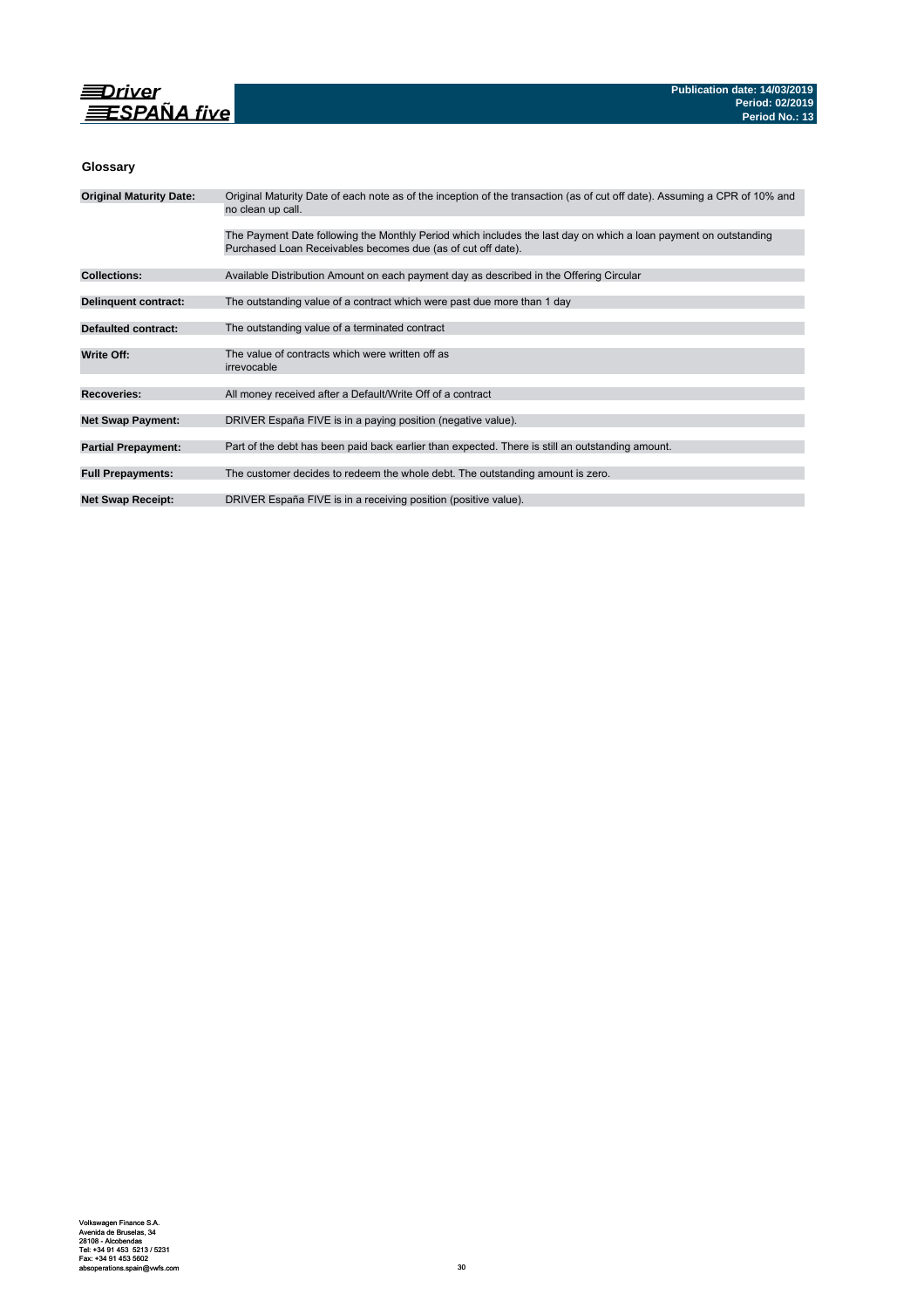## Glossary

| | |
|---|---|
| **Original Maturity Date:** | Original Maturity Date of each note as of the inception of the transaction (as of cut off date). Assuming a CPR of 10% and no clean up call. |
| | The Payment Date following the Monthly Period which includes the last day on which a loan payment on outstanding Purchased Loan Receivables becomes due (as of cut off date). |
| **Collections:** | Available Distribution Amount on each payment day as described in the Offering Circular |
| **Delinquent contract:** | The outstanding value of a contract which were past due more than 1 day |
| **Defaulted contract:** | The outstanding value of a terminated contract |
| **Write Off:** | The value of contracts which were written off as irrevocable |
| **Recoveries:** | All money received after a Default/Write Off of a contract |
| **Net Swap Payment:** | DRIVER España FIVE is in a paying position (negative value). |
| **Partial Prepayment:** | Part of the debt has been paid back earlier than expected. There is still an outstanding amount. |
| **Full Prepayments:** | The customer decides to redeem the whole debt. The outstanding amount is zero. |
| **Net Swap Receipt:** | DRIVER España FIVE is in a receiving position (positive value). |

Volkswagen Finance S.A.
Avenida de Bruselas, 34
28108 - Alcobendas
Tel: +34 91 453 5213 / 5231
Fax: +34 91 453 5602
absoperations.spain@vwfs.com